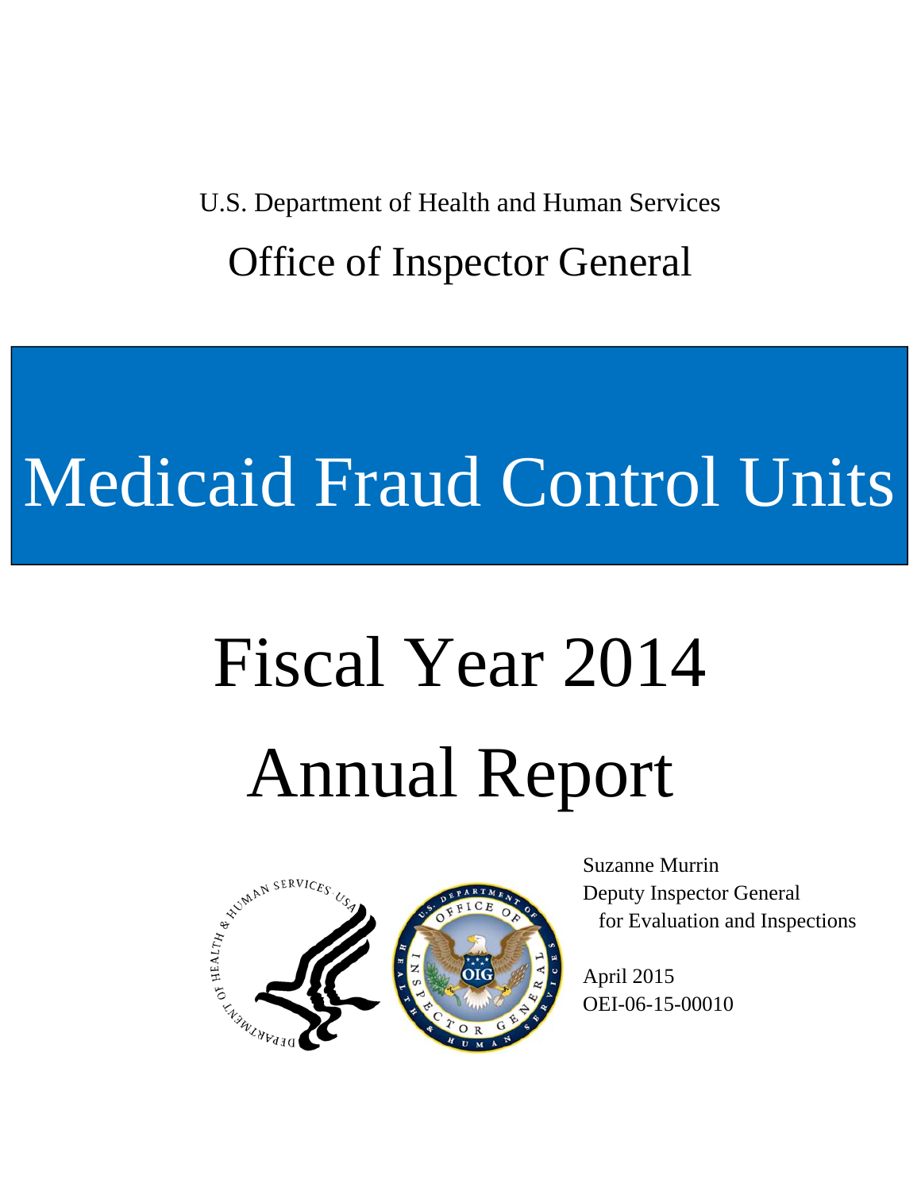U.S. Department of Health and Human Services

Office of Inspector General

# Medicaid Fraud Control Units

# Fiscal Year 2014 Annual Report

Suzanne Murrin
Deputy Inspector General
for Evaluation and Inspections

April 2015
OEI-06-15-00010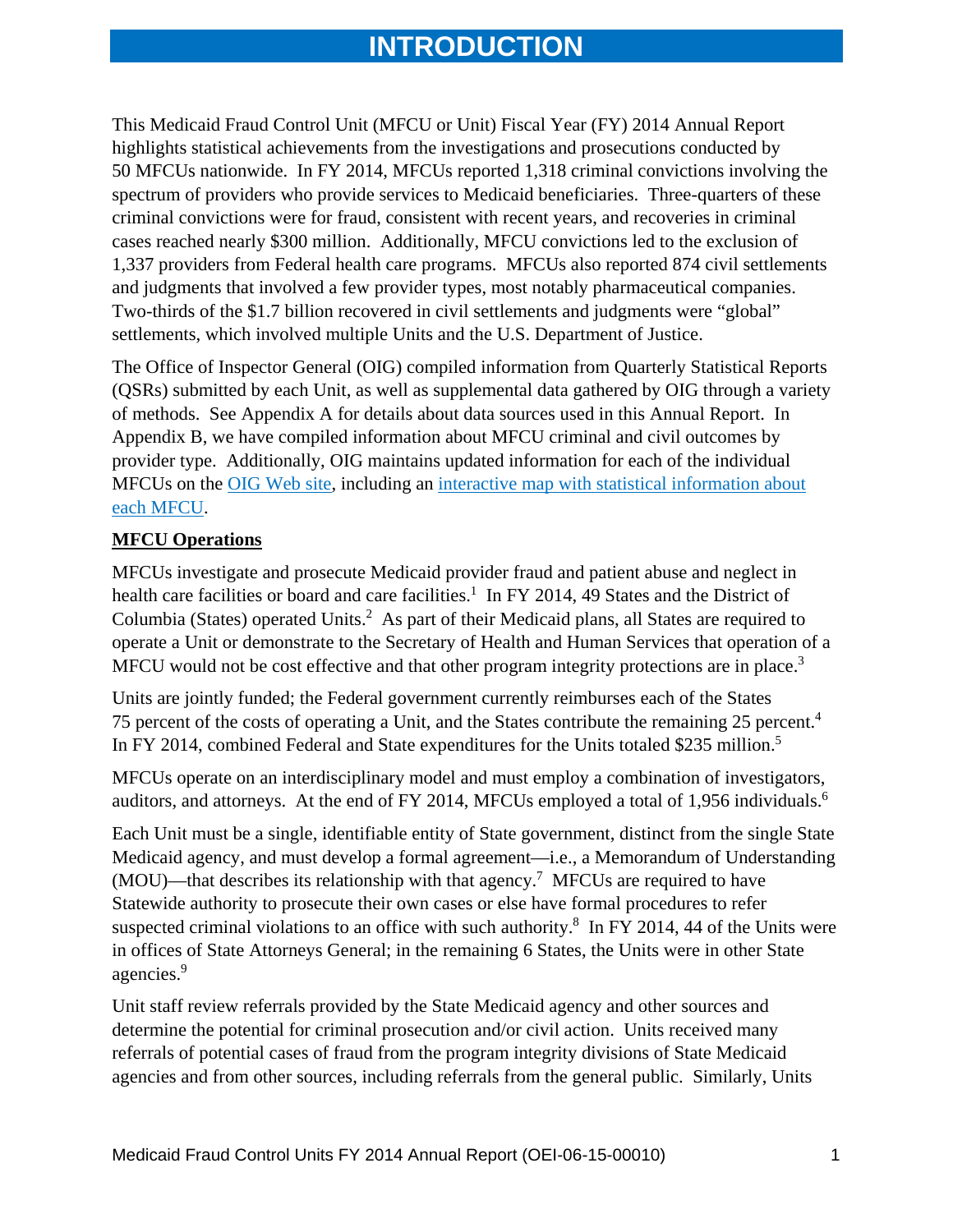# INTRODUCTION

This Medicaid Fraud Control Unit (MFCU or Unit) Fiscal Year (FY) 2014 Annual Report highlights statistical achievements from the investigations and prosecutions conducted by 50 MFCUs nationwide. In FY 2014, MFCUs reported 1,318 criminal convictions involving the spectrum of providers who provide services to Medicaid beneficiaries. Three-quarters of these criminal convictions were for fraud, consistent with recent years, and recoveries in criminal cases reached nearly $300 million. Additionally, MFCU convictions led to the exclusion of 1,337 providers from Federal health care programs. MFCUs also reported 874 civil settlements and judgments that involved a few provider types, most notably pharmaceutical companies. Two-thirds of the $1.7 billion recovered in civil settlements and judgments were "global" settlements, which involved multiple Units and the U.S. Department of Justice.

The Office of Inspector General (OIG) compiled information from Quarterly Statistical Reports (QSRs) submitted by each Unit, as well as supplemental data gathered by OIG through a variety of methods. See Appendix A for details about data sources used in this Annual Report. In Appendix B, we have compiled information about MFCU criminal and civil outcomes by provider type. Additionally, OIG maintains updated information for each of the individual MFCUs on the OIG Web site, including an interactive map with statistical information about each MFCU.

## MFCU Operations

MFCUs investigate and prosecute Medicaid provider fraud and patient abuse and neglect in health care facilities or board and care facilities.[1] In FY 2014, 49 States and the District of Columbia (States) operated Units.[2] As part of their Medicaid plans, all States are required to operate a Unit or demonstrate to the Secretary of Health and Human Services that operation of a MFCU would not be cost effective and that other program integrity protections are in place.[3]

Units are jointly funded; the Federal government currently reimburses each of the States 75 percent of the costs of operating a Unit, and the States contribute the remaining 25 percent.[4] In FY 2014, combined Federal and State expenditures for the Units totaled $235 million.[5]

MFCUs operate on an interdisciplinary model and must employ a combination of investigators, auditors, and attorneys. At the end of FY 2014, MFCUs employed a total of 1,956 individuals.[6]

Each Unit must be a single, identifiable entity of State government, distinct from the single State Medicaid agency, and must develop a formal agreement—i.e., a Memorandum of Understanding (MOU)—that describes its relationship with that agency.[7] MFCUs are required to have Statewide authority to prosecute their own cases or else have formal procedures to refer suspected criminal violations to an office with such authority.[8] In FY 2014, 44 of the Units were in offices of State Attorneys General; in the remaining 6 States, the Units were in other State agencies.[9]

Unit staff review referrals provided by the State Medicaid agency and other sources and determine the potential for criminal prosecution and/or civil action. Units received many referrals of potential cases of fraud from the program integrity divisions of State Medicaid agencies and from other sources, including referrals from the general public. Similarly, Units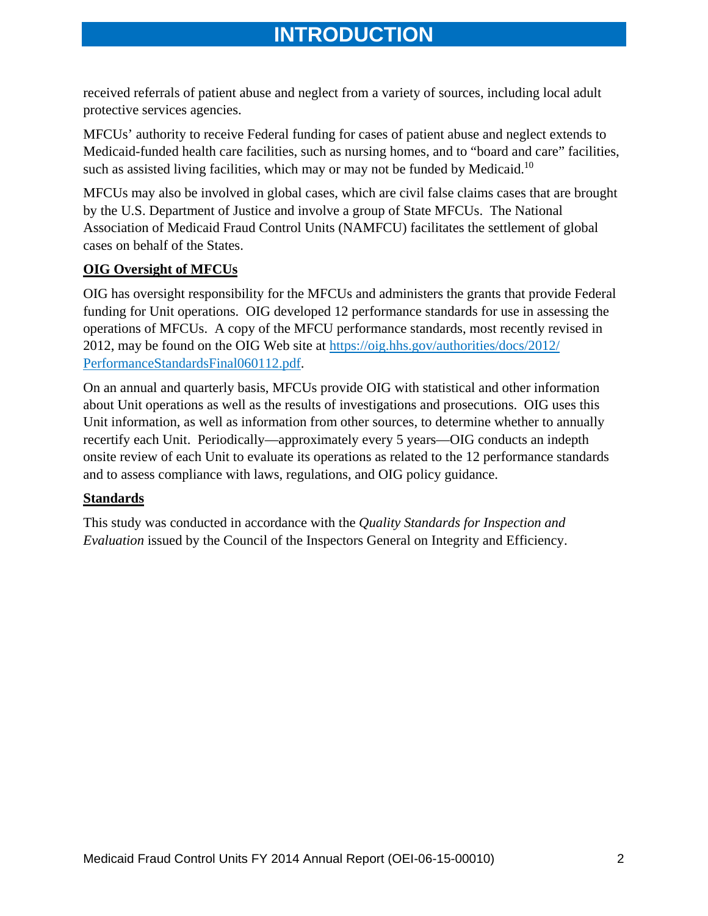received referrals of patient abuse and neglect from a variety of sources, including local adult protective services agencies.

MFCUs' authority to receive Federal funding for cases of patient abuse and neglect extends to Medicaid-funded health care facilities, such as nursing homes, and to "board and care" facilities, such as assisted living facilities, which may or may not be funded by Medicaid.[10]

MFCUs may also be involved in global cases, which are civil false claims cases that are brought by the U.S. Department of Justice and involve a group of State MFCUs. The National Association of Medicaid Fraud Control Units (NAMFCU) facilitates the settlement of global cases on behalf of the States.

## OIG Oversight of MFCUs

OIG has oversight responsibility for the MFCUs and administers the grants that provide Federal funding for Unit operations. OIG developed 12 performance standards for use in assessing the operations of MFCUs. A copy of the MFCU performance standards, most recently revised in 2012, may be found on the OIG Web site at [https://oig.hhs.gov/authorities/docs/2012/PerformanceStandardsFinal060112.pdf](https://oig.hhs.gov/authorities/docs/2012/PerformanceStandardsFinal060112.pdf).

On an annual and quarterly basis, MFCUs provide OIG with statistical and other information about Unit operations as well as the results of investigations and prosecutions. OIG uses this Unit information, as well as information from other sources, to determine whether to annually recertify each Unit. Periodically—approximately every 5 years—OIG conducts an indepth onsite review of each Unit to evaluate its operations as related to the 12 performance standards and to assess compliance with laws, regulations, and OIG policy guidance.

## Standards

This study was conducted in accordance with the *Quality Standards for Inspection and Evaluation* issued by the Council of the Inspectors General on Integrity and Efficiency.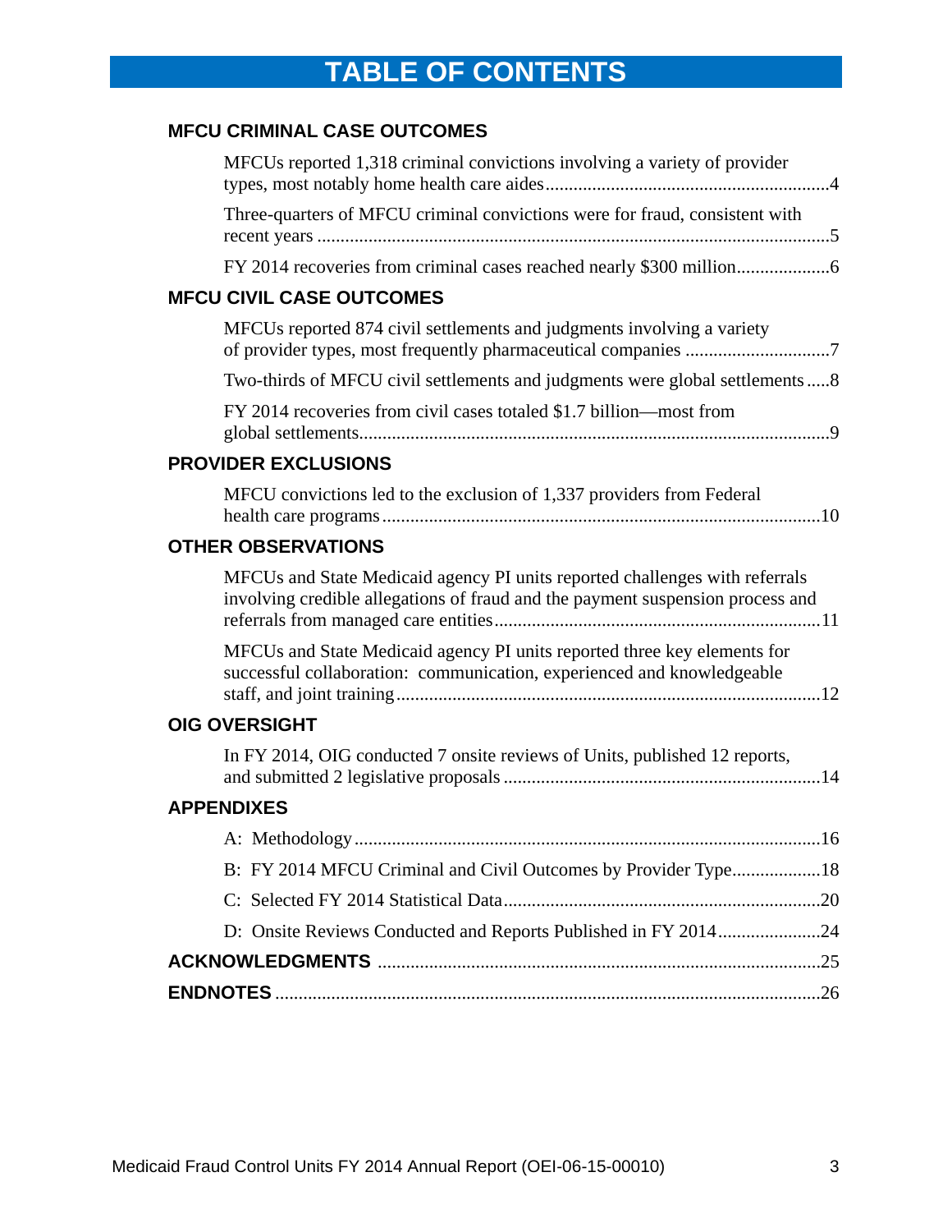# TABLE OF CONTENTS

**MFCU CRIMINAL CASE OUTCOMES**

- MFCUs reported 1,318 criminal convictions involving a variety of provider types, most notably home health care aides....4
- Three-quarters of MFCU criminal convictions were for fraud, consistent with recent years....5
- FY 2014 recoveries from criminal cases reached nearly $300 million....6

**MFCU CIVIL CASE OUTCOMES**

- MFCUs reported 874 civil settlements and judgments involving a variety of provider types, most frequently pharmaceutical companies....7
- Two-thirds of MFCU civil settlements and judgments were global settlements....8
- FY 2014 recoveries from civil cases totaled $1.7 billion—most from global settlements....9

**PROVIDER EXCLUSIONS**

- MFCU convictions led to the exclusion of 1,337 providers from Federal health care programs....10

**OTHER OBSERVATIONS**

- MFCUs and State Medicaid agency PI units reported challenges with referrals involving credible allegations of fraud and the payment suspension process and referrals from managed care entities....11
- MFCUs and State Medicaid agency PI units reported three key elements for successful collaboration: communication, experienced and knowledgeable staff, and joint training....12

**OIG OVERSIGHT**

- In FY 2014, OIG conducted 7 onsite reviews of Units, published 12 reports, and submitted 2 legislative proposals....14

**APPENDIXES**

- A: Methodology....16
- B: FY 2014 MFCU Criminal and Civil Outcomes by Provider Type....18
- C: Selected FY 2014 Statistical Data....20
- D: Onsite Reviews Conducted and Reports Published in FY 2014....24

**ACKNOWLEDGMENTS**....25

**ENDNOTES**....26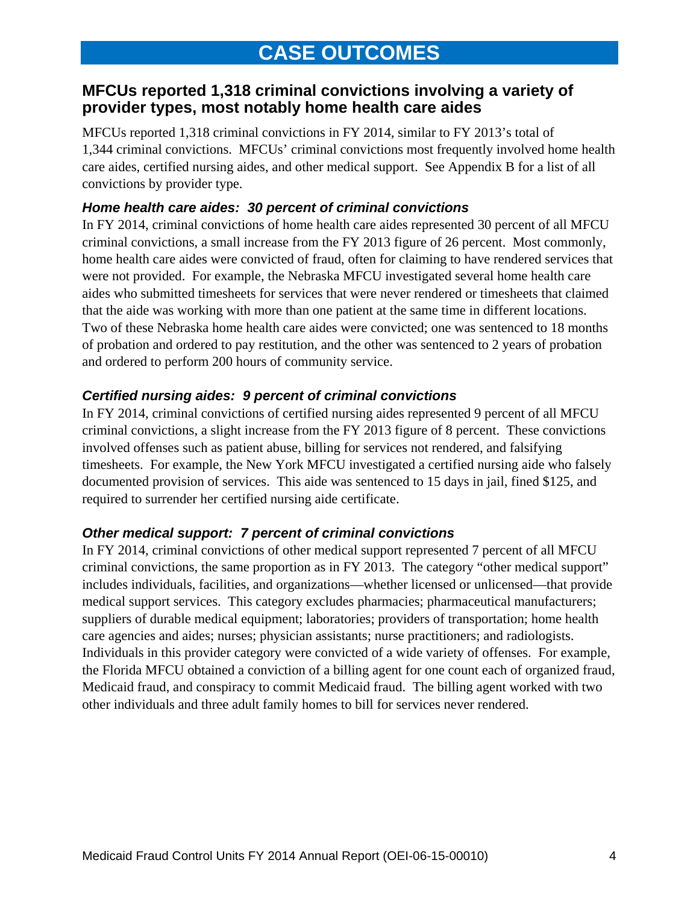# CASE OUTCOMES

## MFCUs reported 1,318 criminal convictions involving a variety of provider types, most notably home health care aides

MFCUs reported 1,318 criminal convictions in FY 2014, similar to FY 2013's total of 1,344 criminal convictions. MFCUs' criminal convictions most frequently involved home health care aides, certified nursing aides, and other medical support. See Appendix B for a list of all convictions by provider type.

### *Home health care aides: 30 percent of criminal convictions*

In FY 2014, criminal convictions of home health care aides represented 30 percent of all MFCU criminal convictions, a small increase from the FY 2013 figure of 26 percent. Most commonly, home health care aides were convicted of fraud, often for claiming to have rendered services that were not provided. For example, the Nebraska MFCU investigated several home health care aides who submitted timesheets for services that were never rendered or timesheets that claimed that the aide was working with more than one patient at the same time in different locations. Two of these Nebraska home health care aides were convicted; one was sentenced to 18 months of probation and ordered to pay restitution, and the other was sentenced to 2 years of probation and ordered to perform 200 hours of community service.

### *Certified nursing aides: 9 percent of criminal convictions*

In FY 2014, criminal convictions of certified nursing aides represented 9 percent of all MFCU criminal convictions, a slight increase from the FY 2013 figure of 8 percent. These convictions involved offenses such as patient abuse, billing for services not rendered, and falsifying timesheets. For example, the New York MFCU investigated a certified nursing aide who falsely documented provision of services. This aide was sentenced to 15 days in jail, fined $125, and required to surrender her certified nursing aide certificate.

### *Other medical support: 7 percent of criminal convictions*

In FY 2014, criminal convictions of other medical support represented 7 percent of all MFCU criminal convictions, the same proportion as in FY 2013. The category "other medical support" includes individuals, facilities, and organizations—whether licensed or unlicensed—that provide medical support services. This category excludes pharmacies; pharmaceutical manufacturers; suppliers of durable medical equipment; laboratories; providers of transportation; home health care agencies and aides; nurses; physician assistants; nurse practitioners; and radiologists. Individuals in this provider category were convicted of a wide variety of offenses. For example, the Florida MFCU obtained a conviction of a billing agent for one count each of organized fraud, Medicaid fraud, and conspiracy to commit Medicaid fraud. The billing agent worked with two other individuals and three adult family homes to bill for services never rendered.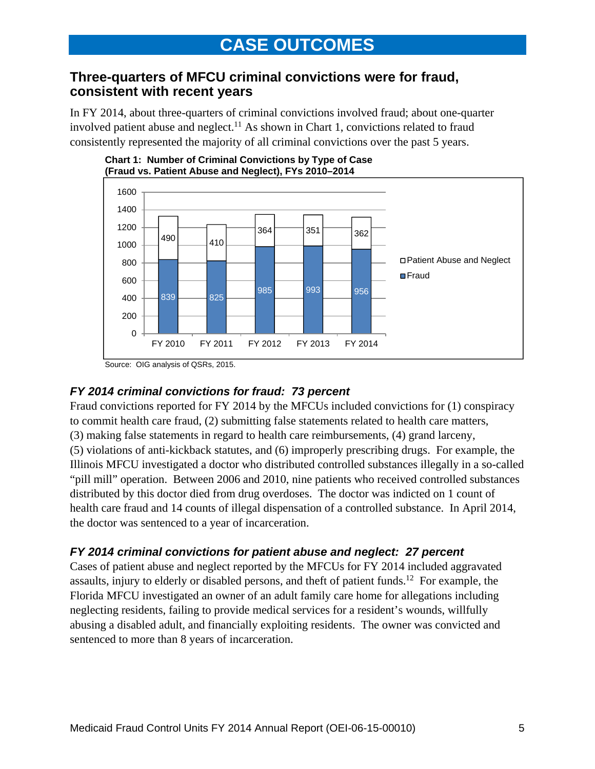# CASE OUTCOMES

## Three-quarters of MFCU criminal convictions were for fraud, consistent with recent years

In FY 2014, about three-quarters of criminal convictions involved fraud; about one-quarter involved patient abuse and neglect.[11] As shown in Chart 1, convictions related to fraud consistently represented the majority of all criminal convictions over the past 5 years.

**Chart 1: Number of Criminal Convictions by Type of Case (Fraud vs. Patient Abuse and Neglect), FYs 2010–2014**

| | FY 2010 | FY 2011 | FY 2012 | FY 2013 | FY 2014 |
|---|---|---|---|---|---|
| Patient Abuse and Neglect | 490 | 410 | 364 | 351 | 362 |
| Fraud | 839 | 825 | 985 | 993 | 956 |

Source: OIG analysis of QSRs, 2015.

### *FY 2014 criminal convictions for fraud: 73 percent*

Fraud convictions reported for FY 2014 by the MFCUs included convictions for (1) conspiracy to commit health care fraud, (2) submitting false statements related to health care matters, (3) making false statements in regard to health care reimbursements, (4) grand larceny, (5) violations of anti-kickback statutes, and (6) improperly prescribing drugs. For example, the Illinois MFCU investigated a doctor who distributed controlled substances illegally in a so-called "pill mill" operation. Between 2006 and 2010, nine patients who received controlled substances distributed by this doctor died from drug overdoses. The doctor was indicted on 1 count of health care fraud and 14 counts of illegal dispensation of a controlled substance. In April 2014, the doctor was sentenced to a year of incarceration.

### *FY 2014 criminal convictions for patient abuse and neglect: 27 percent*

Cases of patient abuse and neglect reported by the MFCUs for FY 2014 included aggravated assaults, injury to elderly or disabled persons, and theft of patient funds.[12] For example, the Florida MFCU investigated an owner of an adult family care home for allegations including neglecting residents, failing to provide medical services for a resident's wounds, willfully abusing a disabled adult, and financially exploiting residents. The owner was convicted and sentenced to more than 8 years of incarceration.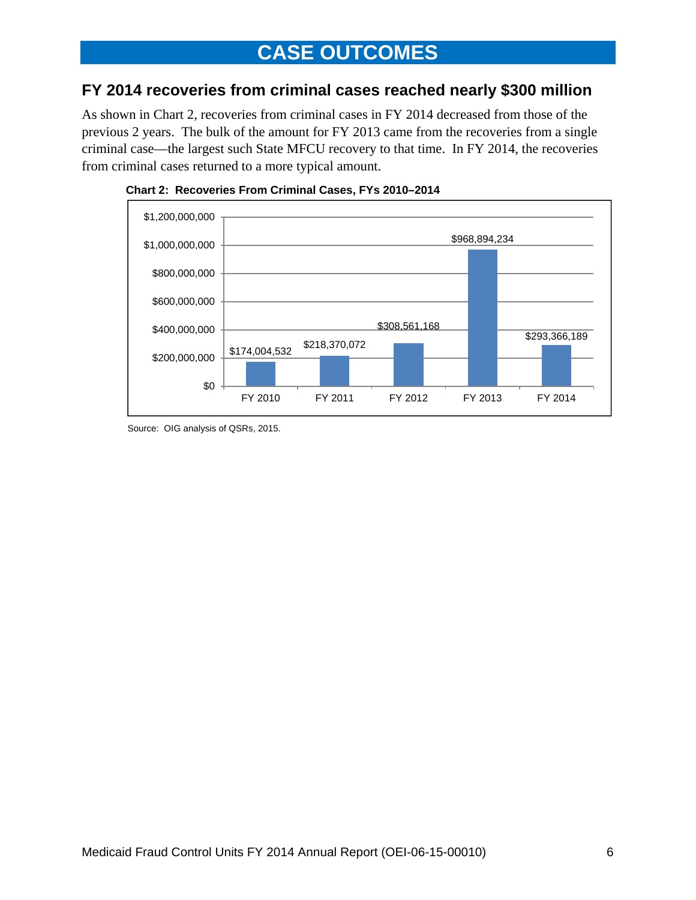# CASE OUTCOMES

## FY 2014 recoveries from criminal cases reached nearly $300 million

As shown in Chart 2, recoveries from criminal cases in FY 2014 decreased from those of the previous 2 years. The bulk of the amount for FY 2013 came from the recoveries from a single criminal case—the largest such State MFCU recovery to that time. In FY 2014, the recoveries from criminal cases returned to a more typical amount.

**Chart 2: Recoveries From Criminal Cases, FYs 2010–2014**

| Fiscal Year | Recoveries |
|---|---|
| FY 2010 | $174,004,532 |
| FY 2011 | $218,370,072 |
| FY 2012 | $308,561,168 |
| FY 2013 | $968,894,234 |
| FY 2014 | $293,366,189 |

Source: OIG analysis of QSRs, 2015.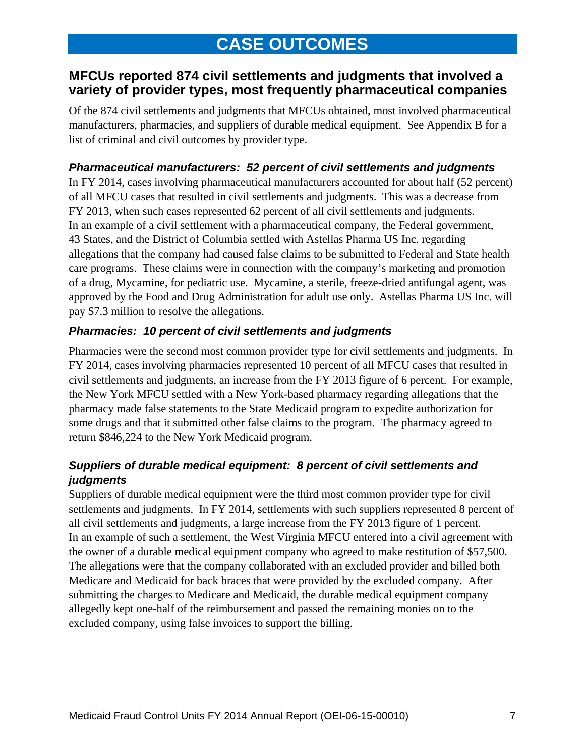# CASE OUTCOMES

## MFCUs reported 874 civil settlements and judgments that involved a variety of provider types, most frequently pharmaceutical companies

Of the 874 civil settlements and judgments that MFCUs obtained, most involved pharmaceutical manufacturers, pharmacies, and suppliers of durable medical equipment. See Appendix B for a list of criminal and civil outcomes by provider type.

### *Pharmaceutical manufacturers: 52 percent of civil settlements and judgments*

In FY 2014, cases involving pharmaceutical manufacturers accounted for about half (52 percent) of all MFCU cases that resulted in civil settlements and judgments. This was a decrease from FY 2013, when such cases represented 62 percent of all civil settlements and judgments. In an example of a civil settlement with a pharmaceutical company, the Federal government, 43 States, and the District of Columbia settled with Astellas Pharma US Inc. regarding allegations that the company had caused false claims to be submitted to Federal and State health care programs. These claims were in connection with the company's marketing and promotion of a drug, Mycamine, for pediatric use. Mycamine, a sterile, freeze-dried antifungal agent, was approved by the Food and Drug Administration for adult use only. Astellas Pharma US Inc. will pay $7.3 million to resolve the allegations.

### *Pharmacies: 10 percent of civil settlements and judgments*

Pharmacies were the second most common provider type for civil settlements and judgments. In FY 2014, cases involving pharmacies represented 10 percent of all MFCU cases that resulted in civil settlements and judgments, an increase from the FY 2013 figure of 6 percent. For example, the New York MFCU settled with a New York-based pharmacy regarding allegations that the pharmacy made false statements to the State Medicaid program to expedite authorization for some drugs and that it submitted other false claims to the program. The pharmacy agreed to return $846,224 to the New York Medicaid program.

### *Suppliers of durable medical equipment: 8 percent of civil settlements and judgments*

Suppliers of durable medical equipment were the third most common provider type for civil settlements and judgments. In FY 2014, settlements with such suppliers represented 8 percent of all civil settlements and judgments, a large increase from the FY 2013 figure of 1 percent. In an example of such a settlement, the West Virginia MFCU entered into a civil agreement with the owner of a durable medical equipment company who agreed to make restitution of $57,500. The allegations were that the company collaborated with an excluded provider and billed both Medicare and Medicaid for back braces that were provided by the excluded company. After submitting the charges to Medicare and Medicaid, the durable medical equipment company allegedly kept one-half of the reimbursement and passed the remaining monies on to the excluded company, using false invoices to support the billing.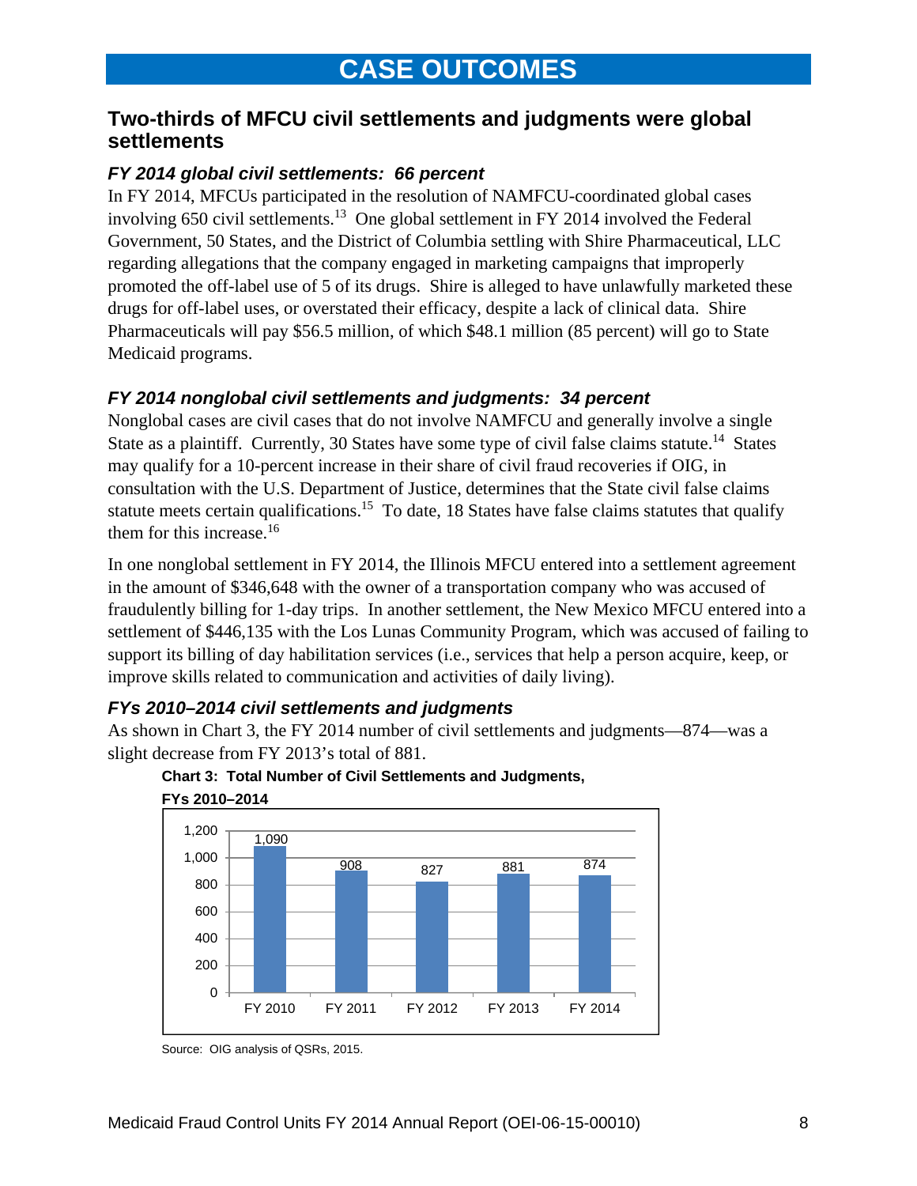# CASE OUTCOMES

## Two-thirds of MFCU civil settlements and judgments were global settlements

### *FY 2014 global civil settlements: 66 percent*

In FY 2014, MFCUs participated in the resolution of NAMFCU-coordinated global cases involving 650 civil settlements.[13] One global settlement in FY 2014 involved the Federal Government, 50 States, and the District of Columbia settling with Shire Pharmaceutical, LLC regarding allegations that the company engaged in marketing campaigns that improperly promoted the off-label use of 5 of its drugs. Shire is alleged to have unlawfully marketed these drugs for off-label uses, or overstated their efficacy, despite a lack of clinical data. Shire Pharmaceuticals will pay $56.5 million, of which $48.1 million (85 percent) will go to State Medicaid programs.

### *FY 2014 nonglobal civil settlements and judgments: 34 percent*

Nonglobal cases are civil cases that do not involve NAMFCU and generally involve a single State as a plaintiff. Currently, 30 States have some type of civil false claims statute.[14] States may qualify for a 10-percent increase in their share of civil fraud recoveries if OIG, in consultation with the U.S. Department of Justice, determines that the State civil false claims statute meets certain qualifications.[15] To date, 18 States have false claims statutes that qualify them for this increase.[16]

In one nonglobal settlement in FY 2014, the Illinois MFCU entered into a settlement agreement in the amount of $346,648 with the owner of a transportation company who was accused of fraudulently billing for 1-day trips. In another settlement, the New Mexico MFCU entered into a settlement of $446,135 with the Los Lunas Community Program, which was accused of failing to support its billing of day habilitation services (i.e., services that help a person acquire, keep, or improve skills related to communication and activities of daily living).

### *FYs 2010–2014 civil settlements and judgments*

As shown in Chart 3, the FY 2014 number of civil settlements and judgments—874—was a slight decrease from FY 2013's total of 881.

**Chart 3: Total Number of Civil Settlements and Judgments, FYs 2010–2014**

| Fiscal Year | Civil Settlements and Judgments |
|---|---|
| FY 2010 | 1,090 |
| FY 2011 | 908 |
| FY 2012 | 827 |
| FY 2013 | 881 |
| FY 2014 | 874 |

Source: OIG analysis of QSRs, 2015.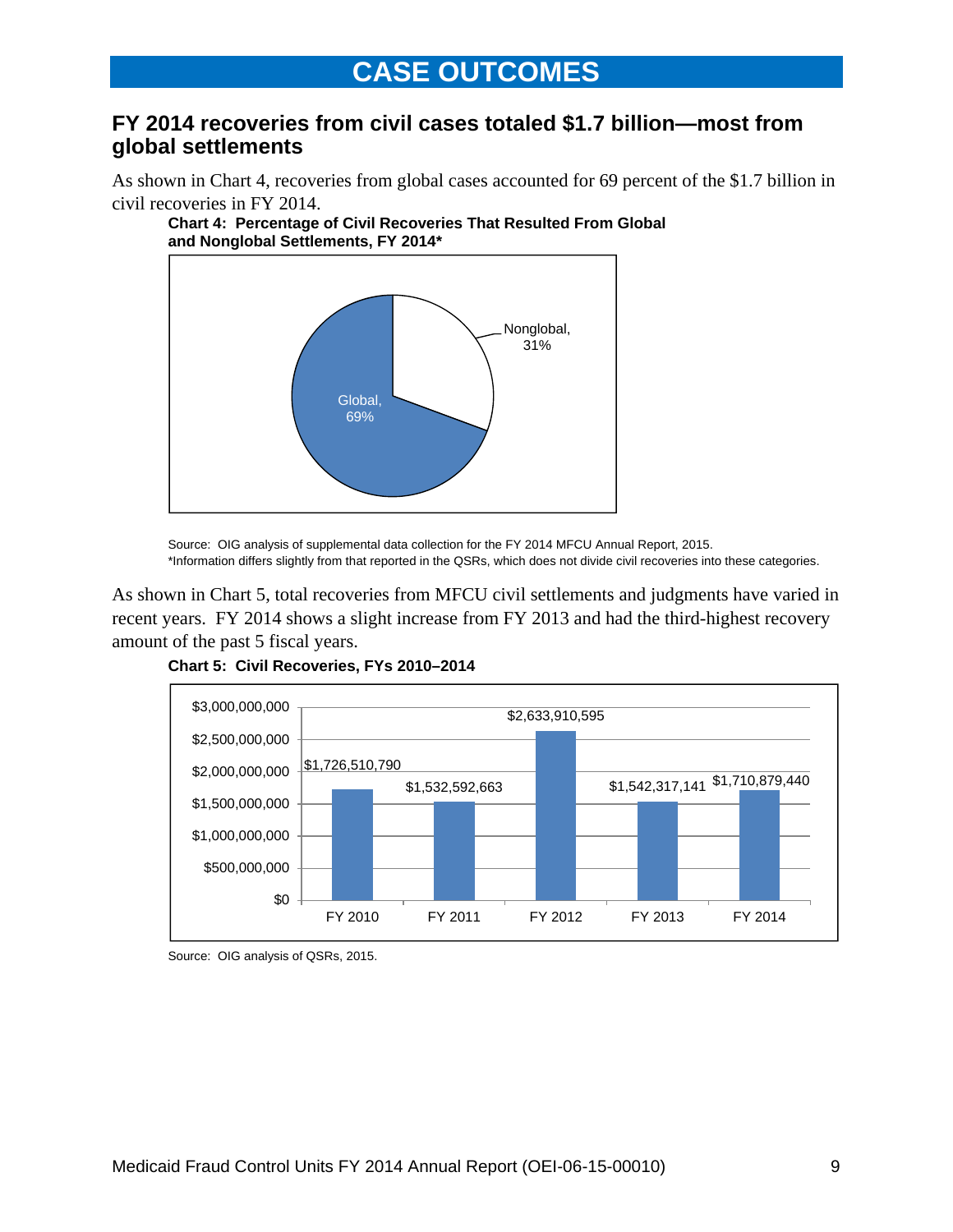# CASE OUTCOMES

## FY 2014 recoveries from civil cases totaled $1.7 billion—most from global settlements

As shown in Chart 4, recoveries from global cases accounted for 69 percent of the $1.7 billion in civil recoveries in FY 2014.

**Chart 4: Percentage of Civil Recoveries That Resulted From Global and Nonglobal Settlements, FY 2014***

| Settlement Type | Percentage |
|---|---|
| Global | 69% |
| Nonglobal | 31% |

Source: OIG analysis of supplemental data collection for the FY 2014 MFCU Annual Report, 2015.
*Information differs slightly from that reported in the QSRs, which does not divide civil recoveries into these categories.

As shown in Chart 5, total recoveries from MFCU civil settlements and judgments have varied in recent years. FY 2014 shows a slight increase from FY 2013 and had the third-highest recovery amount of the past 5 fiscal years.

**Chart 5: Civil Recoveries, FYs 2010–2014**

| Fiscal Year | Civil Recoveries |
|---|---|
| FY 2010 | $1,726,510,790 |
| FY 2011 | $1,532,592,663 |
| FY 2012 | $2,633,910,595 |
| FY 2013 | $1,542,317,141 |
| FY 2014 | $1,710,879,440 |

Source: OIG analysis of QSRs, 2015.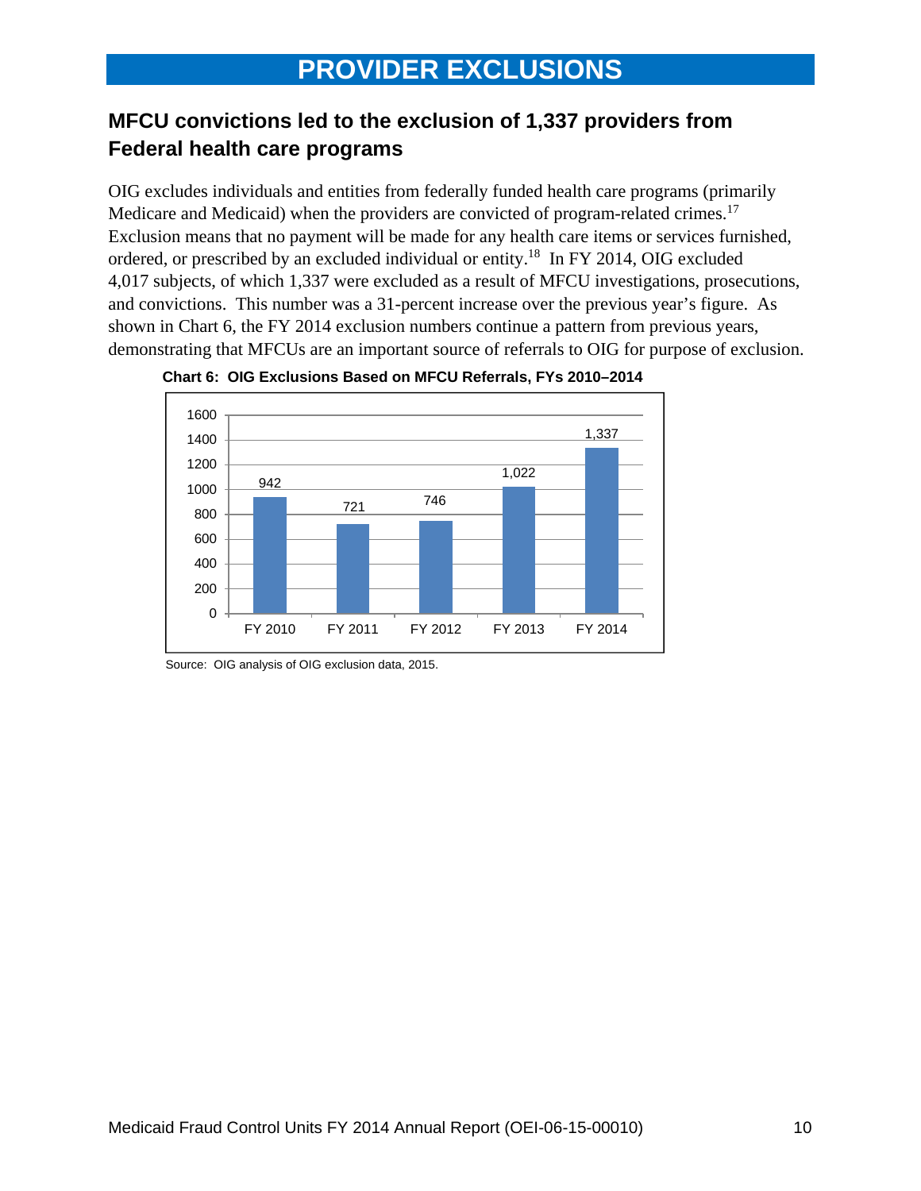# PROVIDER EXCLUSIONS

## MFCU convictions led to the exclusion of 1,337 providers from Federal health care programs

OIG excludes individuals and entities from federally funded health care programs (primarily Medicare and Medicaid) when the providers are convicted of program-related crimes.[17] Exclusion means that no payment will be made for any health care items or services furnished, ordered, or prescribed by an excluded individual or entity.[18] In FY 2014, OIG excluded 4,017 subjects, of which 1,337 were excluded as a result of MFCU investigations, prosecutions, and convictions. This number was a 31-percent increase over the previous year's figure. As shown in Chart 6, the FY 2014 exclusion numbers continue a pattern from previous years, demonstrating that MFCUs are an important source of referrals to OIG for purpose of exclusion.

**Chart 6: OIG Exclusions Based on MFCU Referrals, FYs 2010–2014**

| Fiscal Year | Exclusions |
|---|---|
| FY 2010 | 942 |
| FY 2011 | 721 |
| FY 2012 | 746 |
| FY 2013 | 1,022 |
| FY 2014 | 1,337 |

Source: OIG analysis of OIG exclusion data, 2015.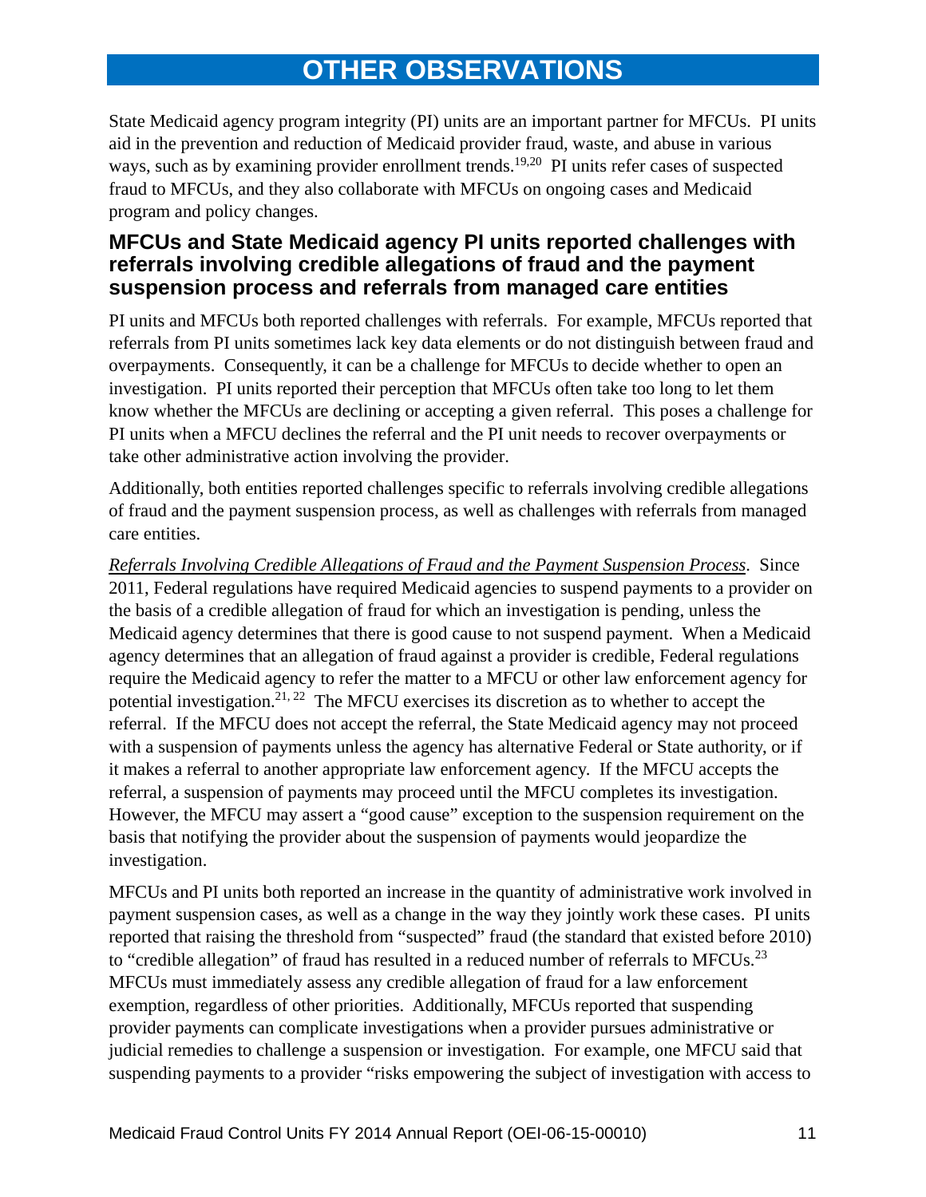# OTHER OBSERVATIONS

State Medicaid agency program integrity (PI) units are an important partner for MFCUs. PI units aid in the prevention and reduction of Medicaid provider fraud, waste, and abuse in various ways, such as by examining provider enrollment trends.[19,20] PI units refer cases of suspected fraud to MFCUs, and they also collaborate with MFCUs on ongoing cases and Medicaid program and policy changes.

## MFCUs and State Medicaid agency PI units reported challenges with referrals involving credible allegations of fraud and the payment suspension process and referrals from managed care entities

PI units and MFCUs both reported challenges with referrals. For example, MFCUs reported that referrals from PI units sometimes lack key data elements or do not distinguish between fraud and overpayments. Consequently, it can be a challenge for MFCUs to decide whether to open an investigation. PI units reported their perception that MFCUs often take too long to let them know whether the MFCUs are declining or accepting a given referral. This poses a challenge for PI units when a MFCU declines the referral and the PI unit needs to recover overpayments or take other administrative action involving the provider.

Additionally, both entities reported challenges specific to referrals involving credible allegations of fraud and the payment suspension process, as well as challenges with referrals from managed care entities.

*Referrals Involving Credible Allegations of Fraud and the Payment Suspension Process*. Since 2011, Federal regulations have required Medicaid agencies to suspend payments to a provider on the basis of a credible allegation of fraud for which an investigation is pending, unless the Medicaid agency determines that there is good cause to not suspend payment. When a Medicaid agency determines that an allegation of fraud against a provider is credible, Federal regulations require the Medicaid agency to refer the matter to a MFCU or other law enforcement agency for potential investigation.[21, 22] The MFCU exercises its discretion as to whether to accept the referral. If the MFCU does not accept the referral, the State Medicaid agency may not proceed with a suspension of payments unless the agency has alternative Federal or State authority, or if it makes a referral to another appropriate law enforcement agency. If the MFCU accepts the referral, a suspension of payments may proceed until the MFCU completes its investigation. However, the MFCU may assert a "good cause" exception to the suspension requirement on the basis that notifying the provider about the suspension of payments would jeopardize the investigation.

MFCUs and PI units both reported an increase in the quantity of administrative work involved in payment suspension cases, as well as a change in the way they jointly work these cases. PI units reported that raising the threshold from "suspected" fraud (the standard that existed before 2010) to "credible allegation" of fraud has resulted in a reduced number of referrals to MFCUs.[23] MFCUs must immediately assess any credible allegation of fraud for a law enforcement exemption, regardless of other priorities. Additionally, MFCUs reported that suspending provider payments can complicate investigations when a provider pursues administrative or judicial remedies to challenge a suspension or investigation. For example, one MFCU said that suspending payments to a provider "risks empowering the subject of investigation with access to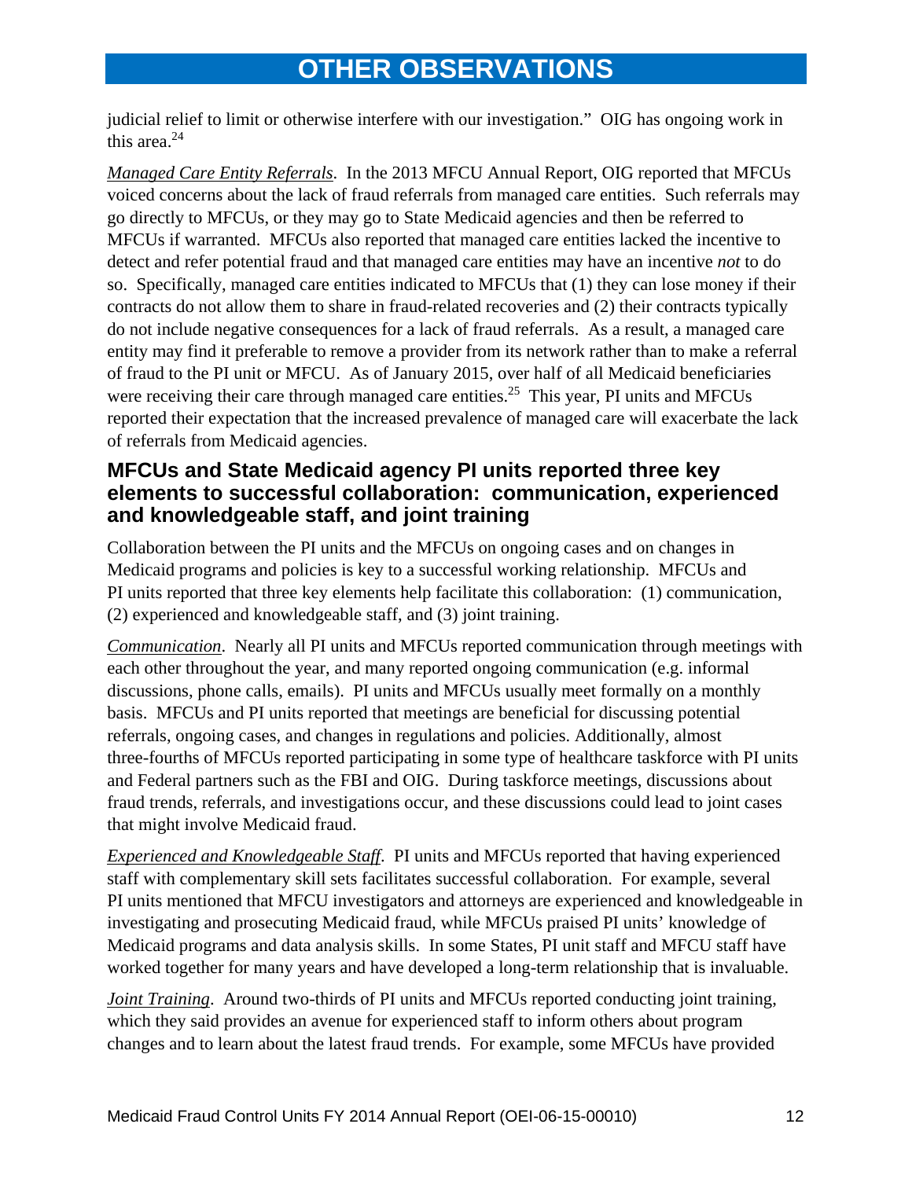# OTHER OBSERVATIONS

judicial relief to limit or otherwise interfere with our investigation." OIG has ongoing work in this area.[24]

*Managed Care Entity Referrals*. In the 2013 MFCU Annual Report, OIG reported that MFCUs voiced concerns about the lack of fraud referrals from managed care entities. Such referrals may go directly to MFCUs, or they may go to State Medicaid agencies and then be referred to MFCUs if warranted. MFCUs also reported that managed care entities lacked the incentive to detect and refer potential fraud and that managed care entities may have an incentive *not* to do so. Specifically, managed care entities indicated to MFCUs that (1) they can lose money if their contracts do not allow them to share in fraud-related recoveries and (2) their contracts typically do not include negative consequences for a lack of fraud referrals. As a result, a managed care entity may find it preferable to remove a provider from its network rather than to make a referral of fraud to the PI unit or MFCU. As of January 2015, over half of all Medicaid beneficiaries were receiving their care through managed care entities.[25] This year, PI units and MFCUs reported their expectation that the increased prevalence of managed care will exacerbate the lack of referrals from Medicaid agencies.

## MFCUs and State Medicaid agency PI units reported three key elements to successful collaboration: communication, experienced and knowledgeable staff, and joint training

Collaboration between the PI units and the MFCUs on ongoing cases and on changes in Medicaid programs and policies is key to a successful working relationship. MFCUs and PI units reported that three key elements help facilitate this collaboration: (1) communication, (2) experienced and knowledgeable staff, and (3) joint training.

*Communication*. Nearly all PI units and MFCUs reported communication through meetings with each other throughout the year, and many reported ongoing communication (e.g. informal discussions, phone calls, emails). PI units and MFCUs usually meet formally on a monthly basis. MFCUs and PI units reported that meetings are beneficial for discussing potential referrals, ongoing cases, and changes in regulations and policies. Additionally, almost three-fourths of MFCUs reported participating in some type of healthcare taskforce with PI units and Federal partners such as the FBI and OIG. During taskforce meetings, discussions about fraud trends, referrals, and investigations occur, and these discussions could lead to joint cases that might involve Medicaid fraud.

*Experienced and Knowledgeable Staff*. PI units and MFCUs reported that having experienced staff with complementary skill sets facilitates successful collaboration. For example, several PI units mentioned that MFCU investigators and attorneys are experienced and knowledgeable in investigating and prosecuting Medicaid fraud, while MFCUs praised PI units' knowledge of Medicaid programs and data analysis skills. In some States, PI unit staff and MFCU staff have worked together for many years and have developed a long-term relationship that is invaluable.

*Joint Training*. Around two-thirds of PI units and MFCUs reported conducting joint training, which they said provides an avenue for experienced staff to inform others about program changes and to learn about the latest fraud trends. For example, some MFCUs have provided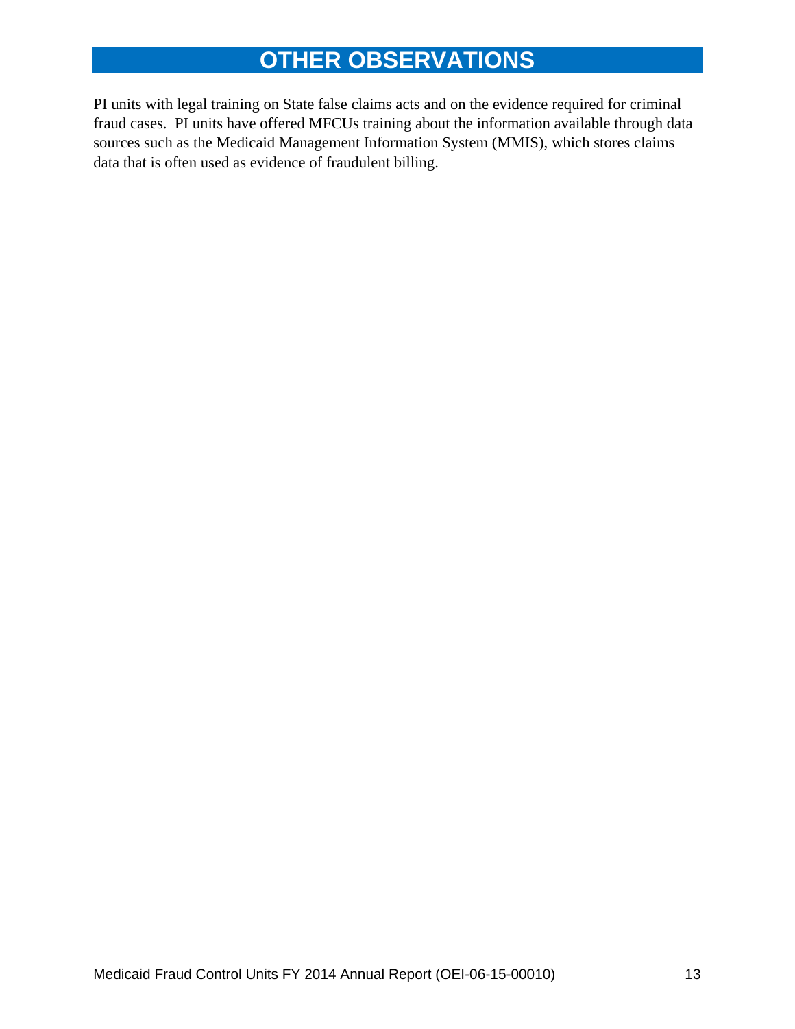# OTHER OBSERVATIONS

PI units with legal training on State false claims acts and on the evidence required for criminal fraud cases. PI units have offered MFCUs training about the information available through data sources such as the Medicaid Management Information System (MMIS), which stores claims data that is often used as evidence of fraudulent billing.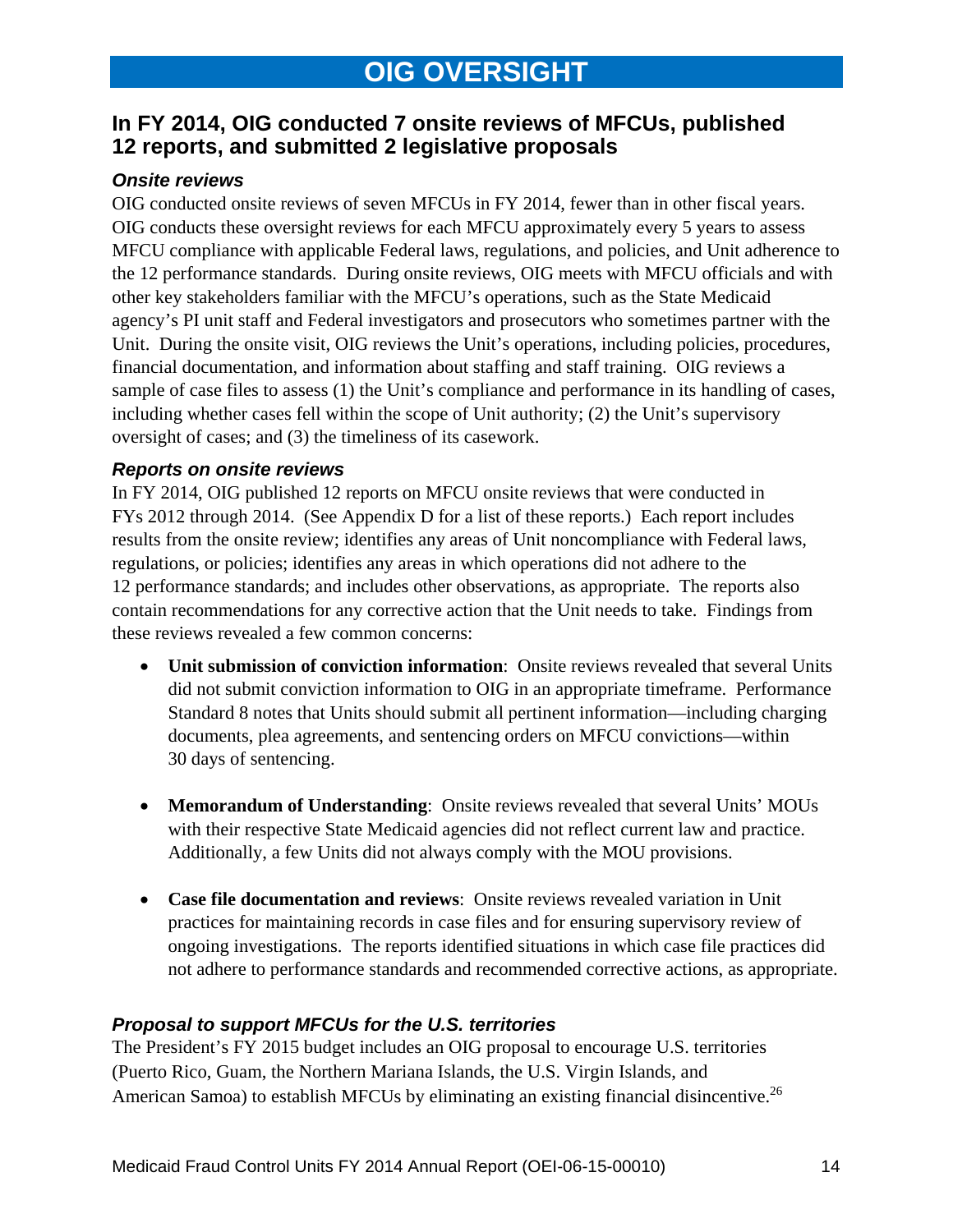# OIG OVERSIGHT

## In FY 2014, OIG conducted 7 onsite reviews of MFCUs, published 12 reports, and submitted 2 legislative proposals

### *Onsite reviews*

OIG conducted onsite reviews of seven MFCUs in FY 2014, fewer than in other fiscal years. OIG conducts these oversight reviews for each MFCU approximately every 5 years to assess MFCU compliance with applicable Federal laws, regulations, and policies, and Unit adherence to the 12 performance standards. During onsite reviews, OIG meets with MFCU officials and with other key stakeholders familiar with the MFCU's operations, such as the State Medicaid agency's PI unit staff and Federal investigators and prosecutors who sometimes partner with the Unit. During the onsite visit, OIG reviews the Unit's operations, including policies, procedures, financial documentation, and information about staffing and staff training. OIG reviews a sample of case files to assess (1) the Unit's compliance and performance in its handling of cases, including whether cases fell within the scope of Unit authority; (2) the Unit's supervisory oversight of cases; and (3) the timeliness of its casework.

### *Reports on onsite reviews*

In FY 2014, OIG published 12 reports on MFCU onsite reviews that were conducted in FYs 2012 through 2014. (See Appendix D for a list of these reports.) Each report includes results from the onsite review; identifies any areas of Unit noncompliance with Federal laws, regulations, or policies; identifies any areas in which operations did not adhere to the 12 performance standards; and includes other observations, as appropriate. The reports also contain recommendations for any corrective action that the Unit needs to take. Findings from these reviews revealed a few common concerns:

- **Unit submission of conviction information**: Onsite reviews revealed that several Units did not submit conviction information to OIG in an appropriate timeframe. Performance Standard 8 notes that Units should submit all pertinent information—including charging documents, plea agreements, and sentencing orders on MFCU convictions—within 30 days of sentencing.

- **Memorandum of Understanding**: Onsite reviews revealed that several Units' MOUs with their respective State Medicaid agencies did not reflect current law and practice. Additionally, a few Units did not always comply with the MOU provisions.

- **Case file documentation and reviews**: Onsite reviews revealed variation in Unit practices for maintaining records in case files and for ensuring supervisory review of ongoing investigations. The reports identified situations in which case file practices did not adhere to performance standards and recommended corrective actions, as appropriate.

### *Proposal to support MFCUs for the U.S. territories*

The President's FY 2015 budget includes an OIG proposal to encourage U.S. territories (Puerto Rico, Guam, the Northern Mariana Islands, the U.S. Virgin Islands, and American Samoa) to establish MFCUs by eliminating an existing financial disincentive.[26]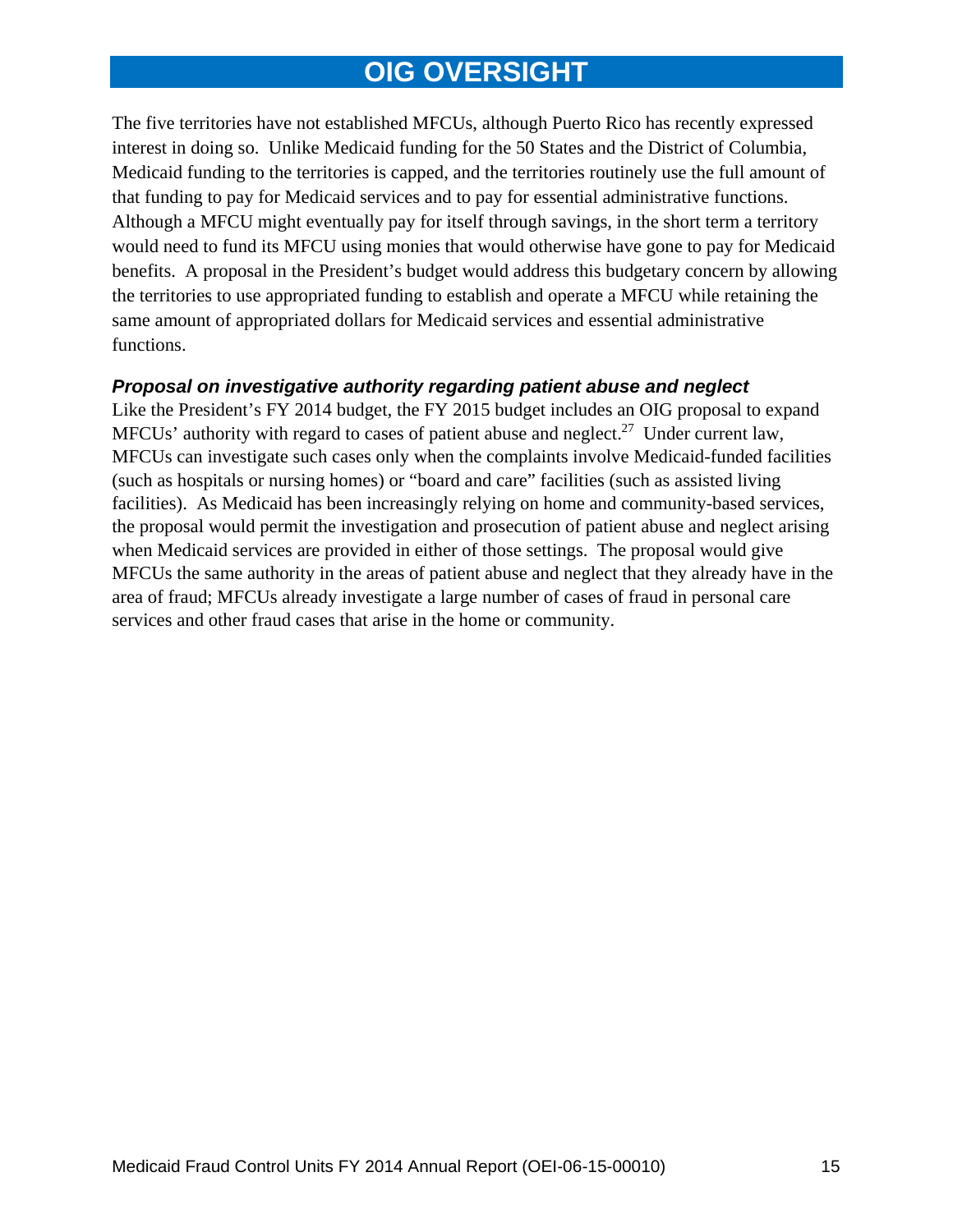# OIG OVERSIGHT

The five territories have not established MFCUs, although Puerto Rico has recently expressed interest in doing so. Unlike Medicaid funding for the 50 States and the District of Columbia, Medicaid funding to the territories is capped, and the territories routinely use the full amount of that funding to pay for Medicaid services and to pay for essential administrative functions. Although a MFCU might eventually pay for itself through savings, in the short term a territory would need to fund its MFCU using monies that would otherwise have gone to pay for Medicaid benefits. A proposal in the President's budget would address this budgetary concern by allowing the territories to use appropriated funding to establish and operate a MFCU while retaining the same amount of appropriated dollars for Medicaid services and essential administrative functions.

### *Proposal on investigative authority regarding patient abuse and neglect*

Like the President's FY 2014 budget, the FY 2015 budget includes an OIG proposal to expand MFCUs' authority with regard to cases of patient abuse and neglect.[27] Under current law, MFCUs can investigate such cases only when the complaints involve Medicaid-funded facilities (such as hospitals or nursing homes) or "board and care" facilities (such as assisted living facilities). As Medicaid has been increasingly relying on home and community-based services, the proposal would permit the investigation and prosecution of patient abuse and neglect arising when Medicaid services are provided in either of those settings. The proposal would give MFCUs the same authority in the areas of patient abuse and neglect that they already have in the area of fraud; MFCUs already investigate a large number of cases of fraud in personal care services and other fraud cases that arise in the home or community.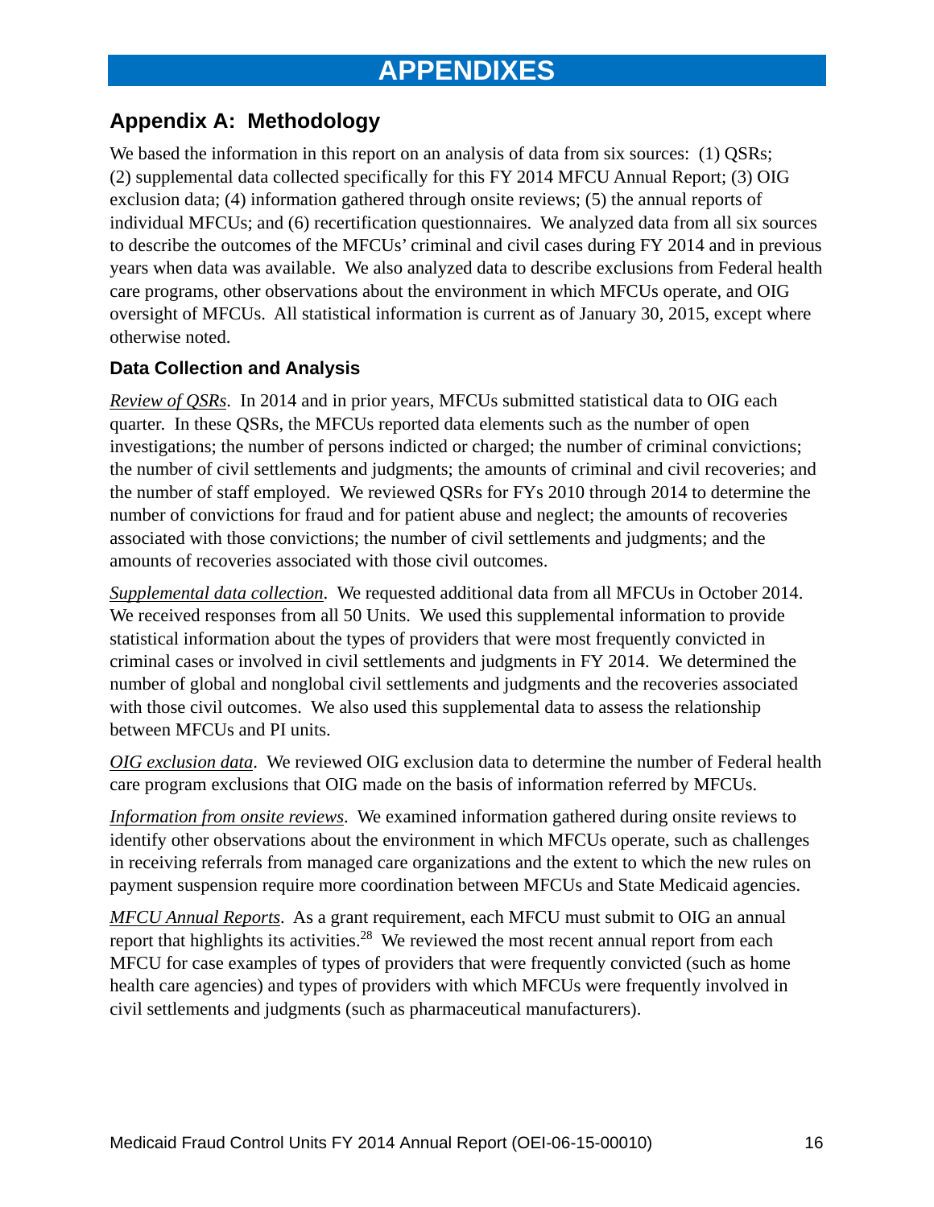# APPENDIXES

## Appendix A: Methodology

We based the information in this report on an analysis of data from six sources: (1) QSRs; (2) supplemental data collected specifically for this FY 2014 MFCU Annual Report; (3) OIG exclusion data; (4) information gathered through onsite reviews; (5) the annual reports of individual MFCUs; and (6) recertification questionnaires. We analyzed data from all six sources to describe the outcomes of the MFCUs' criminal and civil cases during FY 2014 and in previous years when data was available. We also analyzed data to describe exclusions from Federal health care programs, other observations about the environment in which MFCUs operate, and OIG oversight of MFCUs. All statistical information is current as of January 30, 2015, except where otherwise noted.

### Data Collection and Analysis

*Review of QSRs*. In 2014 and in prior years, MFCUs submitted statistical data to OIG each quarter. In these QSRs, the MFCUs reported data elements such as the number of open investigations; the number of persons indicted or charged; the number of criminal convictions; the number of civil settlements and judgments; the amounts of criminal and civil recoveries; and the number of staff employed. We reviewed QSRs for FYs 2010 through 2014 to determine the number of convictions for fraud and for patient abuse and neglect; the amounts of recoveries associated with those convictions; the number of civil settlements and judgments; and the amounts of recoveries associated with those civil outcomes.

*Supplemental data collection*. We requested additional data from all MFCUs in October 2014. We received responses from all 50 Units. We used this supplemental information to provide statistical information about the types of providers that were most frequently convicted in criminal cases or involved in civil settlements and judgments in FY 2014. We determined the number of global and nonglobal civil settlements and judgments and the recoveries associated with those civil outcomes. We also used this supplemental data to assess the relationship between MFCUs and PI units.

*OIG exclusion data*. We reviewed OIG exclusion data to determine the number of Federal health care program exclusions that OIG made on the basis of information referred by MFCUs.

*Information from onsite reviews*. We examined information gathered during onsite reviews to identify other observations about the environment in which MFCUs operate, such as challenges in receiving referrals from managed care organizations and the extent to which the new rules on payment suspension require more coordination between MFCUs and State Medicaid agencies.

*MFCU Annual Reports*. As a grant requirement, each MFCU must submit to OIG an annual report that highlights its activities.[28] We reviewed the most recent annual report from each MFCU for case examples of types of providers that were frequently convicted (such as home health care agencies) and types of providers with which MFCUs were frequently involved in civil settlements and judgments (such as pharmaceutical manufacturers).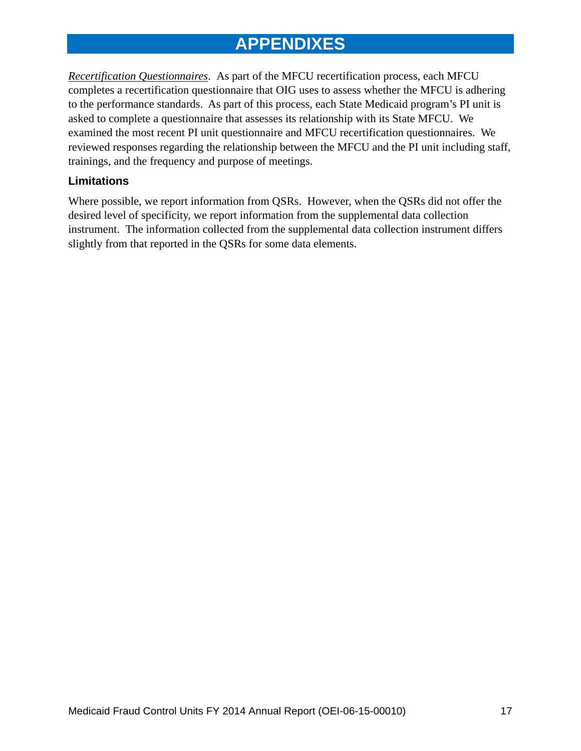# APPENDIXES

*Recertification Questionnaires*. As part of the MFCU recertification process, each MFCU completes a recertification questionnaire that OIG uses to assess whether the MFCU is adhering to the performance standards. As part of this process, each State Medicaid program's PI unit is asked to complete a questionnaire that assesses its relationship with its State MFCU. We examined the most recent PI unit questionnaire and MFCU recertification questionnaires. We reviewed responses regarding the relationship between the MFCU and the PI unit including staff, trainings, and the frequency and purpose of meetings.

### Limitations

Where possible, we report information from QSRs. However, when the QSRs did not offer the desired level of specificity, we report information from the supplemental data collection instrument. The information collected from the supplemental data collection instrument differs slightly from that reported in the QSRs for some data elements.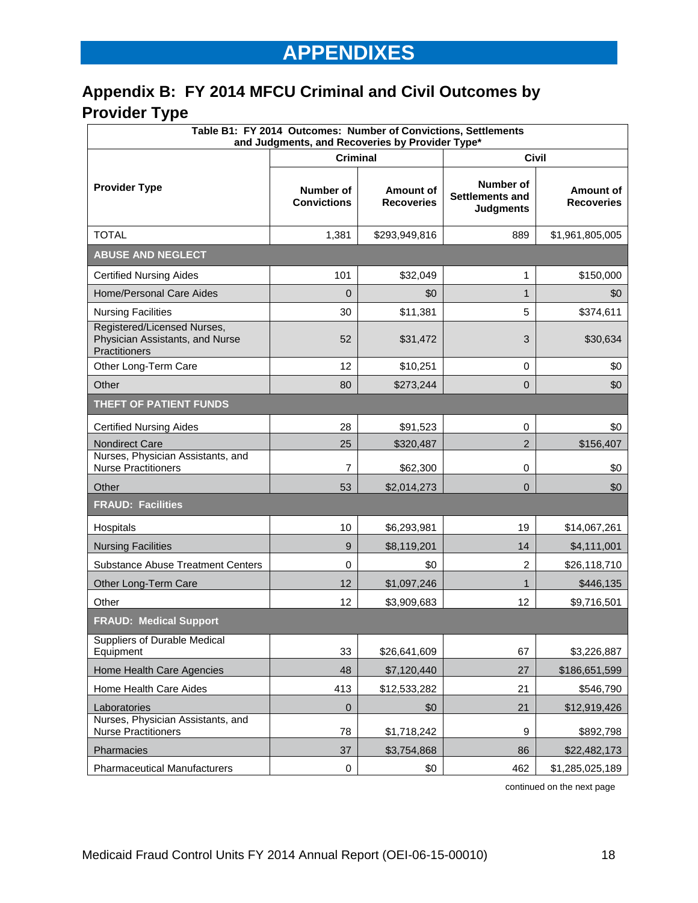# APPENDIXES

## Appendix B: FY 2014 MFCU Criminal and Civil Outcomes by Provider Type

Table B1: FY 2014 Outcomes: Number of Convictions, Settlements and Judgments, and Recoveries by Provider Type*

| Provider Type | Criminal | | Civil | |
|---|---|---|---|---|
| | **Number of Convictions** | **Amount of Recoveries** | **Number of Settlements and Judgments** | **Amount of Recoveries** |
| TOTAL | 1,381 | $293,949,816 | 889 | $1,961,805,005 |
| **ABUSE AND NEGLECT** | | | | |
| Certified Nursing Aides | 101 | $32,049 | 1 | $150,000 |
| Home/Personal Care Aides | 0 | $0 | 1 | $0 |
| Nursing Facilities | 30 | $11,381 | 5 | $374,611 |
| Registered/Licensed Nurses, Physician Assistants, and Nurse Practitioners | 52 | $31,472 | 3 | $30,634 |
| Other Long-Term Care | 12 | $10,251 | 0 | $0 |
| Other | 80 | $273,244 | 0 | $0 |
| **THEFT OF PATIENT FUNDS** | | | | |
| Certified Nursing Aides | 28 | $91,523 | 0 | $0 |
| Nondirect Care | 25 | $320,487 | 2 | $156,407 |
| Nurses, Physician Assistants, and Nurse Practitioners | 7 | $62,300 | 0 | $0 |
| Other | 53 | $2,014,273 | 0 | $0 |
| **FRAUD: Facilities** | | | | |
| Hospitals | 10 | $6,293,981 | 19 | $14,067,261 |
| Nursing Facilities | 9 | $8,119,201 | 14 | $4,111,001 |
| Substance Abuse Treatment Centers | 0 | $0 | 2 | $26,118,710 |
| Other Long-Term Care | 12 | $1,097,246 | 1 | $446,135 |
| Other | 12 | $3,909,683 | 12 | $9,716,501 |
| **FRAUD: Medical Support** | | | | |
| Suppliers of Durable Medical Equipment | 33 | $26,641,609 | 67 | $3,226,887 |
| Home Health Care Agencies | 48 | $7,120,440 | 27 | $186,651,599 |
| Home Health Care Aides | 413 | $12,533,282 | 21 | $546,790 |
| Laboratories | 0 | $0 | 21 | $12,919,426 |
| Nurses, Physician Assistants, and Nurse Practitioners | 78 | $1,718,242 | 9 | $892,798 |
| Pharmacies | 37 | $3,754,868 | 86 | $22,482,173 |
| Pharmaceutical Manufacturers | 0 | $0 | 462 | $1,285,025,189 |

continued on the next page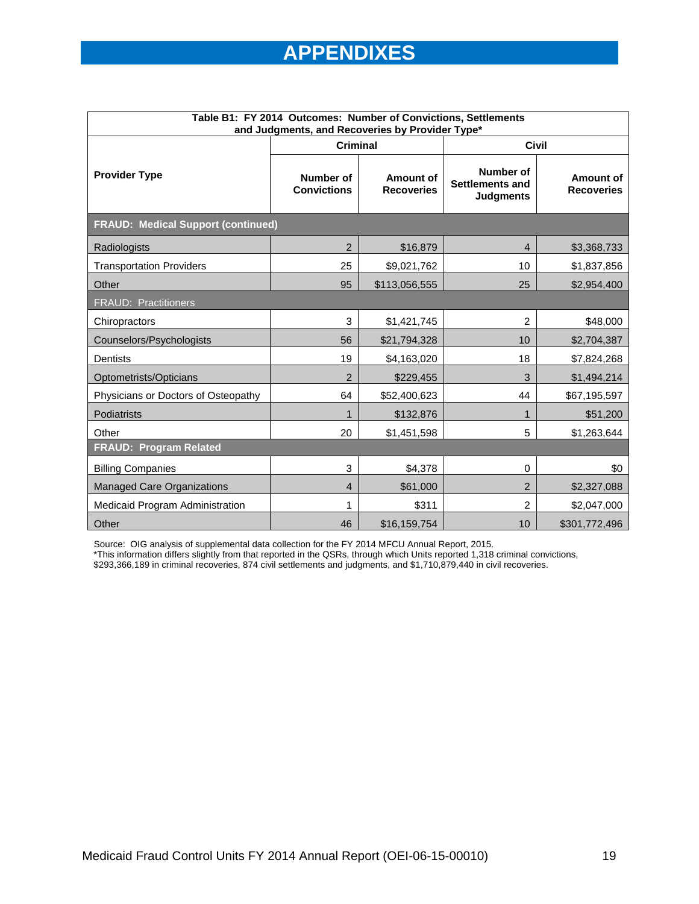# APPENDIXES

| Table B1: FY 2014 Outcomes: Number of Convictions, Settlements and Judgments, and Recoveries by Provider Type* | | | | |
|---|---|---|---|---|
| | Criminal | | Civil | |
| **Provider Type** | **Number of Convictions** | **Amount of Recoveries** | **Number of Settlements and Judgments** | **Amount of Recoveries** |
| **FRAUD: Medical Support (continued)** | | | | |
| Radiologists | 2 | $16,879 | 4 | $3,368,733 |
| Transportation Providers | 25 | $9,021,762 | 10 | $1,837,856 |
| Other | 95 | $113,056,555 | 25 | $2,954,400 |
| FRAUD: Practitioners | | | | |
| Chiropractors | 3 | $1,421,745 | 2 | $48,000 |
| Counselors/Psychologists | 56 | $21,794,328 | 10 | $2,704,387 |
| Dentists | 19 | $4,163,020 | 18 | $7,824,268 |
| Optometrists/Opticians | 2 | $229,455 | 3 | $1,494,214 |
| Physicians or Doctors of Osteopathy | 64 | $52,400,623 | 44 | $67,195,597 |
| Podiatrists | 1 | $132,876 | 1 | $51,200 |
| Other | 20 | $1,451,598 | 5 | $1,263,644 |
| **FRAUD: Program Related** | | | | |
| Billing Companies | 3 | $4,378 | 0 | $0 |
| Managed Care Organizations | 4 | $61,000 | 2 | $2,327,088 |
| Medicaid Program Administration | 1 | $311 | 2 | $2,047,000 |
| Other | 46 | $16,159,754 | 10 | $301,772,496 |

Source: OIG analysis of supplemental data collection for the FY 2014 MFCU Annual Report, 2015.
*This information differs slightly from that reported in the QSRs, through which Units reported 1,318 criminal convictions, $293,366,189 in criminal recoveries, 874 civil settlements and judgments, and $1,710,879,440 in civil recoveries.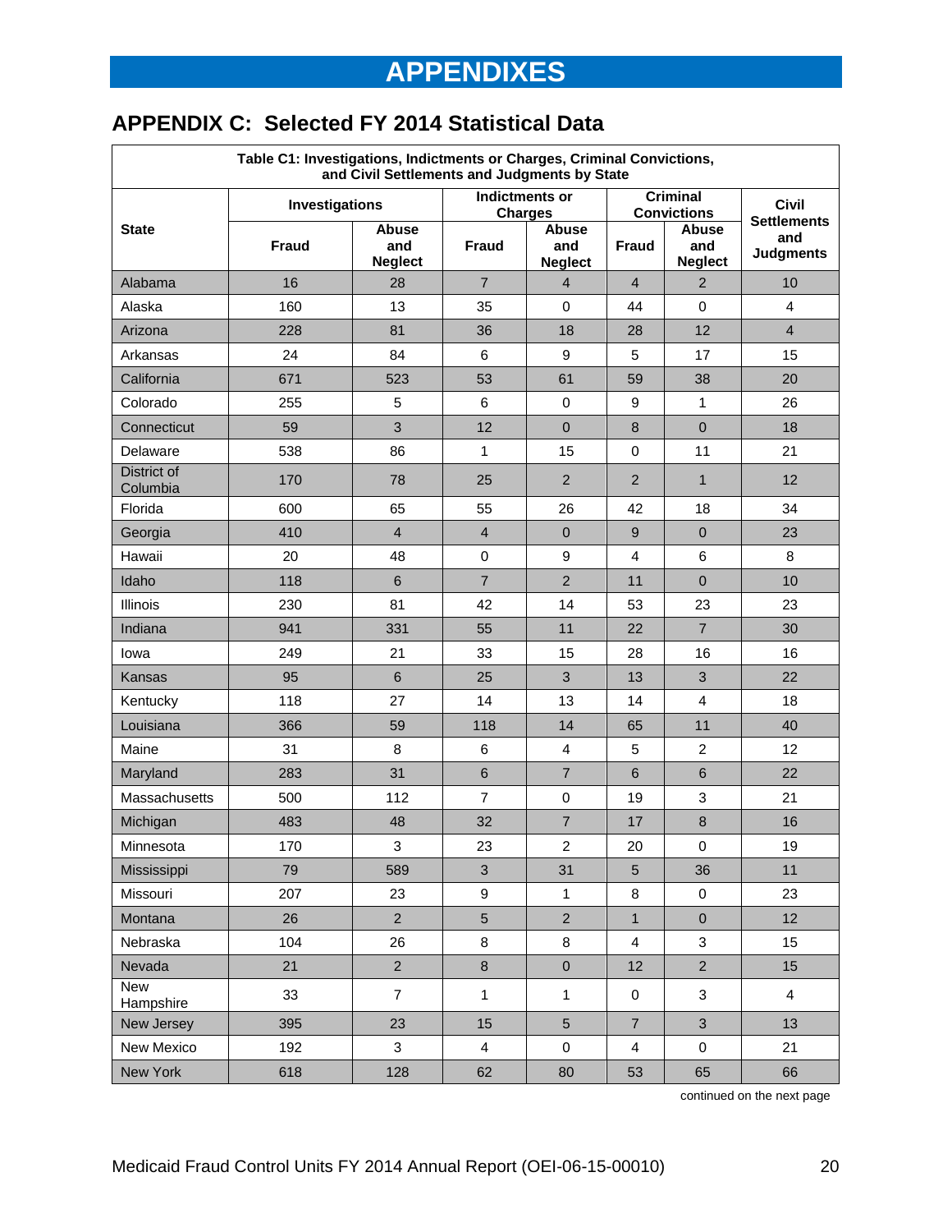# APPENDIXES

## APPENDIX C: Selected FY 2014 Statistical Data

Table C1: Investigations, Indictments or Charges, Criminal Convictions, and Civil Settlements and Judgments by State

| State | Investigations | | Indictments or Charges | | Criminal Convictions | | Civil Settlements and Judgments |
|---|---|---|---|---|---|---|---|
| | Fraud | Abuse and Neglect | Fraud | Abuse and Neglect | Fraud | Abuse and Neglect | |
| Alabama | 16 | 28 | 7 | 4 | 4 | 2 | 10 |
| Alaska | 160 | 13 | 35 | 0 | 44 | 0 | 4 |
| Arizona | 228 | 81 | 36 | 18 | 28 | 12 | 4 |
| Arkansas | 24 | 84 | 6 | 9 | 5 | 17 | 15 |
| California | 671 | 523 | 53 | 61 | 59 | 38 | 20 |
| Colorado | 255 | 5 | 6 | 0 | 9 | 1 | 26 |
| Connecticut | 59 | 3 | 12 | 0 | 8 | 0 | 18 |
| Delaware | 538 | 86 | 1 | 15 | 0 | 11 | 21 |
| District of Columbia | 170 | 78 | 25 | 2 | 2 | 1 | 12 |
| Florida | 600 | 65 | 55 | 26 | 42 | 18 | 34 |
| Georgia | 410 | 4 | 4 | 0 | 9 | 0 | 23 |
| Hawaii | 20 | 48 | 0 | 9 | 4 | 6 | 8 |
| Idaho | 118 | 6 | 7 | 2 | 11 | 0 | 10 |
| Illinois | 230 | 81 | 42 | 14 | 53 | 23 | 23 |
| Indiana | 941 | 331 | 55 | 11 | 22 | 7 | 30 |
| Iowa | 249 | 21 | 33 | 15 | 28 | 16 | 16 |
| Kansas | 95 | 6 | 25 | 3 | 13 | 3 | 22 |
| Kentucky | 118 | 27 | 14 | 13 | 14 | 4 | 18 |
| Louisiana | 366 | 59 | 118 | 14 | 65 | 11 | 40 |
| Maine | 31 | 8 | 6 | 4 | 5 | 2 | 12 |
| Maryland | 283 | 31 | 6 | 7 | 6 | 6 | 22 |
| Massachusetts | 500 | 112 | 7 | 0 | 19 | 3 | 21 |
| Michigan | 483 | 48 | 32 | 7 | 17 | 8 | 16 |
| Minnesota | 170 | 3 | 23 | 2 | 20 | 0 | 19 |
| Mississippi | 79 | 589 | 3 | 31 | 5 | 36 | 11 |
| Missouri | 207 | 23 | 9 | 1 | 8 | 0 | 23 |
| Montana | 26 | 2 | 5 | 2 | 1 | 0 | 12 |
| Nebraska | 104 | 26 | 8 | 8 | 4 | 3 | 15 |
| Nevada | 21 | 2 | 8 | 0 | 12 | 2 | 15 |
| New Hampshire | 33 | 7 | 1 | 1 | 0 | 3 | 4 |
| New Jersey | 395 | 23 | 15 | 5 | 7 | 3 | 13 |
| New Mexico | 192 | 3 | 4 | 0 | 4 | 0 | 21 |
| New York | 618 | 128 | 62 | 80 | 53 | 65 | 66 |

continued on the next page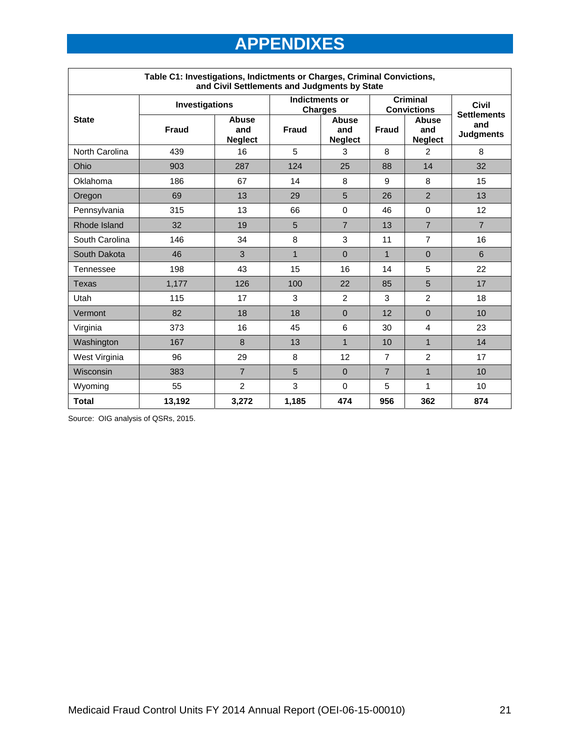# APPENDIXES

| Table C1: Investigations, Indictments or Charges, Criminal Convictions, and Civil Settlements and Judgments by State | | | | | | | |
|---|---|---|---|---|---|---|---|
| **State** | **Investigations** | | **Indictments or Charges** | | **Criminal Convictions** | | **Civil Settlements and Judgments** |
| | **Fraud** | **Abuse and Neglect** | **Fraud** | **Abuse and Neglect** | **Fraud** | **Abuse and Neglect** | |
| North Carolina | 439 | 16 | 5 | 3 | 8 | 2 | 8 |
| Ohio | 903 | 287 | 124 | 25 | 88 | 14 | 32 |
| Oklahoma | 186 | 67 | 14 | 8 | 9 | 8 | 15 |
| Oregon | 69 | 13 | 29 | 5 | 26 | 2 | 13 |
| Pennsylvania | 315 | 13 | 66 | 0 | 46 | 0 | 12 |
| Rhode Island | 32 | 19 | 5 | 7 | 13 | 7 | 7 |
| South Carolina | 146 | 34 | 8 | 3 | 11 | 7 | 16 |
| South Dakota | 46 | 3 | 1 | 0 | 1 | 0 | 6 |
| Tennessee | 198 | 43 | 15 | 16 | 14 | 5 | 22 |
| Texas | 1,177 | 126 | 100 | 22 | 85 | 5 | 17 |
| Utah | 115 | 17 | 3 | 2 | 3 | 2 | 18 |
| Vermont | 82 | 18 | 18 | 0 | 12 | 0 | 10 |
| Virginia | 373 | 16 | 45 | 6 | 30 | 4 | 23 |
| Washington | 167 | 8 | 13 | 1 | 10 | 1 | 14 |
| West Virginia | 96 | 29 | 8 | 12 | 7 | 2 | 17 |
| Wisconsin | 383 | 7 | 5 | 0 | 7 | 1 | 10 |
| Wyoming | 55 | 2 | 3 | 0 | 5 | 1 | 10 |
| **Total** | **13,192** | **3,272** | **1,185** | **474** | **956** | **362** | **874** |

Source: OIG analysis of QSRs, 2015.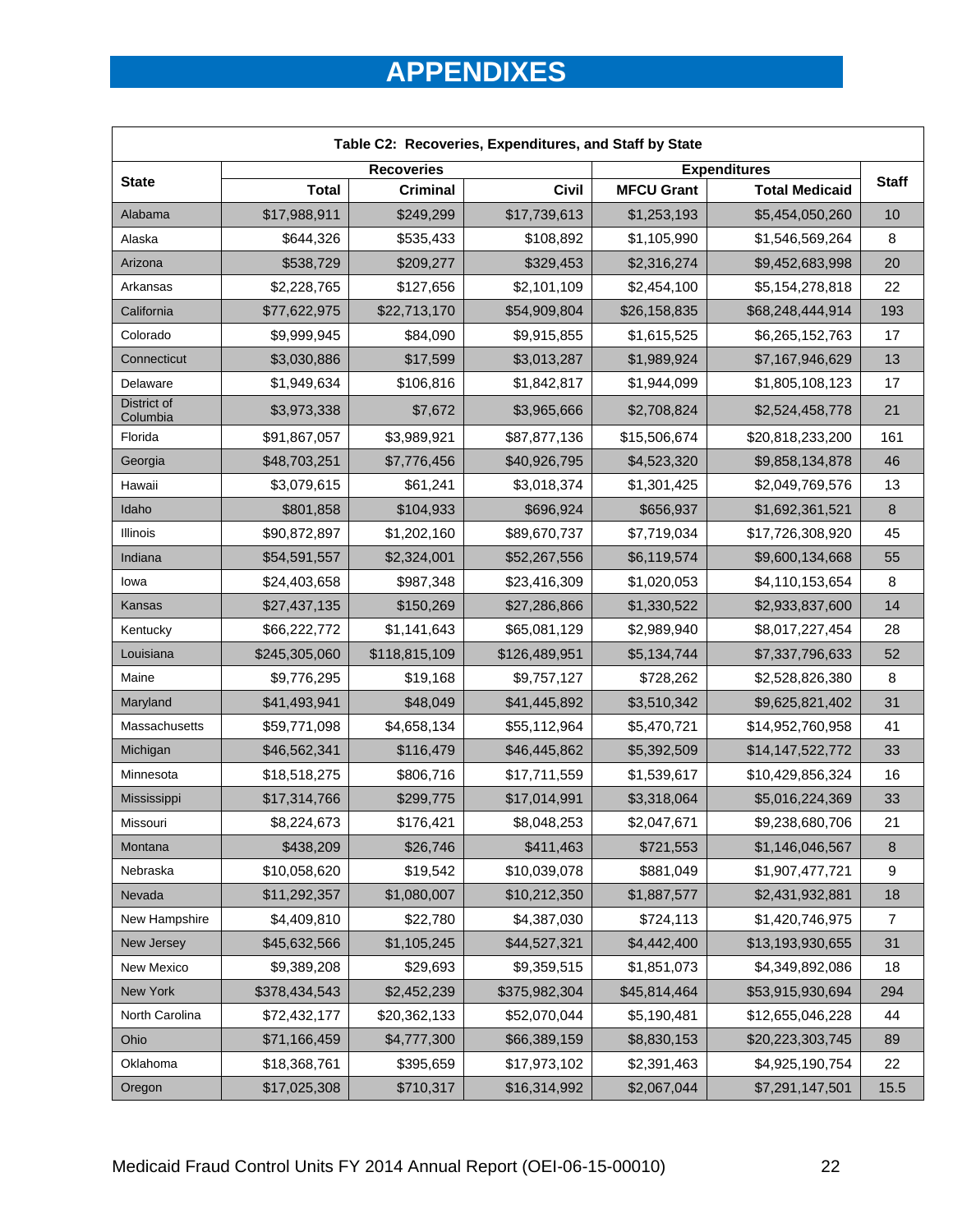# APPENDIXES

| Table C2: Recoveries, Expenditures, and Staff by State | | | | | | |
|---|---|---|---|---|---|---|
| State | Recoveries | | | Expenditures | | Staff |
| | Total | Criminal | Civil | MFCU Grant | Total Medicaid | |
| Alabama | $17,988,911 | $249,299 | $17,739,613 | $1,253,193 | $5,454,050,260 | 10 |
| Alaska | $644,326 | $535,433 | $108,892 | $1,105,990 | $1,546,569,264 | 8 |
| Arizona | $538,729 | $209,277 | $329,453 | $2,316,274 | $9,452,683,998 | 20 |
| Arkansas | $2,228,765 | $127,656 | $2,101,109 | $2,454,100 | $5,154,278,818 | 22 |
| California | $77,622,975 | $22,713,170 | $54,909,804 | $26,158,835 | $68,248,444,914 | 193 |
| Colorado | $9,999,945 | $84,090 | $9,915,855 | $1,615,525 | $6,265,152,763 | 17 |
| Connecticut | $3,030,886 | $17,599 | $3,013,287 | $1,989,924 | $7,167,946,629 | 13 |
| Delaware | $1,949,634 | $106,816 | $1,842,817 | $1,944,099 | $1,805,108,123 | 17 |
| District of Columbia | $3,973,338 | $7,672 | $3,965,666 | $2,708,824 | $2,524,458,778 | 21 |
| Florida | $91,867,057 | $3,989,921 | $87,877,136 | $15,506,674 | $20,818,233,200 | 161 |
| Georgia | $48,703,251 | $7,776,456 | $40,926,795 | $4,523,320 | $9,858,134,878 | 46 |
| Hawaii | $3,079,615 | $61,241 | $3,018,374 | $1,301,425 | $2,049,769,576 | 13 |
| Idaho | $801,858 | $104,933 | $696,924 | $656,937 | $1,692,361,521 | 8 |
| Illinois | $90,872,897 | $1,202,160 | $89,670,737 | $7,719,034 | $17,726,308,920 | 45 |
| Indiana | $54,591,557 | $2,324,001 | $52,267,556 | $6,119,574 | $9,600,134,668 | 55 |
| Iowa | $24,403,658 | $987,348 | $23,416,309 | $1,020,053 | $4,110,153,654 | 8 |
| Kansas | $27,437,135 | $150,269 | $27,286,866 | $1,330,522 | $2,933,837,600 | 14 |
| Kentucky | $66,222,772 | $1,141,643 | $65,081,129 | $2,989,940 | $8,017,227,454 | 28 |
| Louisiana | $245,305,060 | $118,815,109 | $126,489,951 | $5,134,744 | $7,337,796,633 | 52 |
| Maine | $9,776,295 | $19,168 | $9,757,127 | $728,262 | $2,528,826,380 | 8 |
| Maryland | $41,493,941 | $48,049 | $41,445,892 | $3,510,342 | $9,625,821,402 | 31 |
| Massachusetts | $59,771,098 | $4,658,134 | $55,112,964 | $5,470,721 | $14,952,760,958 | 41 |
| Michigan | $46,562,341 | $116,479 | $46,445,862 | $5,392,509 | $14,147,522,772 | 33 |
| Minnesota | $18,518,275 | $806,716 | $17,711,559 | $1,539,617 | $10,429,856,324 | 16 |
| Mississippi | $17,314,766 | $299,775 | $17,014,991 | $3,318,064 | $5,016,224,369 | 33 |
| Missouri | $8,224,673 | $176,421 | $8,048,253 | $2,047,671 | $9,238,680,706 | 21 |
| Montana | $438,209 | $26,746 | $411,463 | $721,553 | $1,146,046,567 | 8 |
| Nebraska | $10,058,620 | $19,542 | $10,039,078 | $881,049 | $1,907,477,721 | 9 |
| Nevada | $11,292,357 | $1,080,007 | $10,212,350 | $1,887,577 | $2,431,932,881 | 18 |
| New Hampshire | $4,409,810 | $22,780 | $4,387,030 | $724,113 | $1,420,746,975 | 7 |
| New Jersey | $45,632,566 | $1,105,245 | $44,527,321 | $4,442,400 | $13,193,930,655 | 31 |
| New Mexico | $9,389,208 | $29,693 | $9,359,515 | $1,851,073 | $4,349,892,086 | 18 |
| New York | $378,434,543 | $2,452,239 | $375,982,304 | $45,814,464 | $53,915,930,694 | 294 |
| North Carolina | $72,432,177 | $20,362,133 | $52,070,044 | $5,190,481 | $12,655,046,228 | 44 |
| Ohio | $71,166,459 | $4,777,300 | $66,389,159 | $8,830,153 | $20,223,303,745 | 89 |
| Oklahoma | $18,368,761 | $395,659 | $17,973,102 | $2,391,463 | $4,925,190,754 | 22 |
| Oregon | $17,025,308 | $710,317 | $16,314,992 | $2,067,044 | $7,291,147,501 | 15.5 |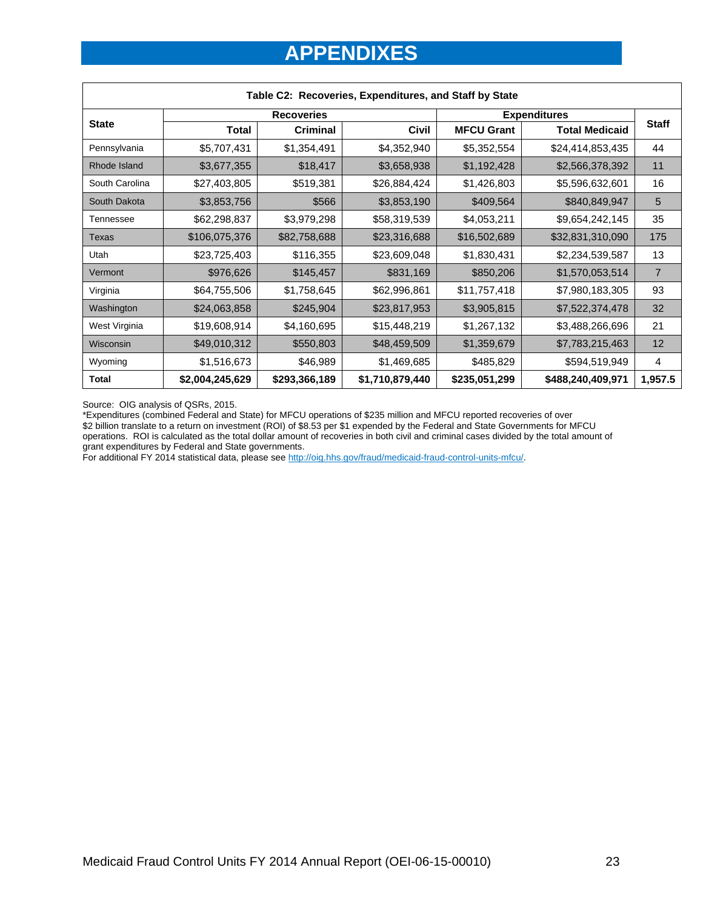# APPENDIXES

**Table C2: Recoveries, Expenditures, and Staff by State**

| State | Recoveries | | | Expenditures | | Staff |
|---|---|---|---|---|---|---|
| | Total | Criminal | Civil | MFCU Grant | Total Medicaid | |
| Pennsylvania | $5,707,431 | $1,354,491 | $4,352,940 | $5,352,554 | $24,414,853,435 | 44 |
| Rhode Island | $3,677,355 | $18,417 | $3,658,938 | $1,192,428 | $2,566,378,392 | 11 |
| South Carolina | $27,403,805 | $519,381 | $26,884,424 | $1,426,803 | $5,596,632,601 | 16 |
| South Dakota | $3,853,756 | $566 | $3,853,190 | $409,564 | $840,849,947 | 5 |
| Tennessee | $62,298,837 | $3,979,298 | $58,319,539 | $4,053,211 | $9,654,242,145 | 35 |
| Texas | $106,075,376 | $82,758,688 | $23,316,688 | $16,502,689 | $32,831,310,090 | 175 |
| Utah | $23,725,403 | $116,355 | $23,609,048 | $1,830,431 | $2,234,539,587 | 13 |
| Vermont | $976,626 | $145,457 | $831,169 | $850,206 | $1,570,053,514 | 7 |
| Virginia | $64,755,506 | $1,758,645 | $62,996,861 | $11,757,418 | $7,980,183,305 | 93 |
| Washington | $24,063,858 | $245,904 | $23,817,953 | $3,905,815 | $7,522,374,478 | 32 |
| West Virginia | $19,608,914 | $4,160,695 | $15,448,219 | $1,267,132 | $3,488,266,696 | 21 |
| Wisconsin | $49,010,312 | $550,803 | $48,459,509 | $1,359,679 | $7,783,215,463 | 12 |
| Wyoming | $1,516,673 | $46,989 | $1,469,685 | $485,829 | $594,519,949 | 4 |
| **Total** | **$2,004,245,629** | **$293,366,189** | **$1,710,879,440** | **$235,051,299** | **$488,240,409,971** | **1,957.5** |

Source: OIG analysis of QSRs, 2015.

*Expenditures (combined Federal and State) for MFCU operations of $235 million and MFCU reported recoveries of over $2 billion translate to a return on investment (ROI) of $8.53 per $1 expended by the Federal and State Governments for MFCU operations. ROI is calculated as the total dollar amount of recoveries in both civil and criminal cases divided by the total amount of grant expenditures by Federal and State governments.

For additional FY 2014 statistical data, please see http://oig.hhs.gov/fraud/medicaid-fraud-control-units-mfcu/.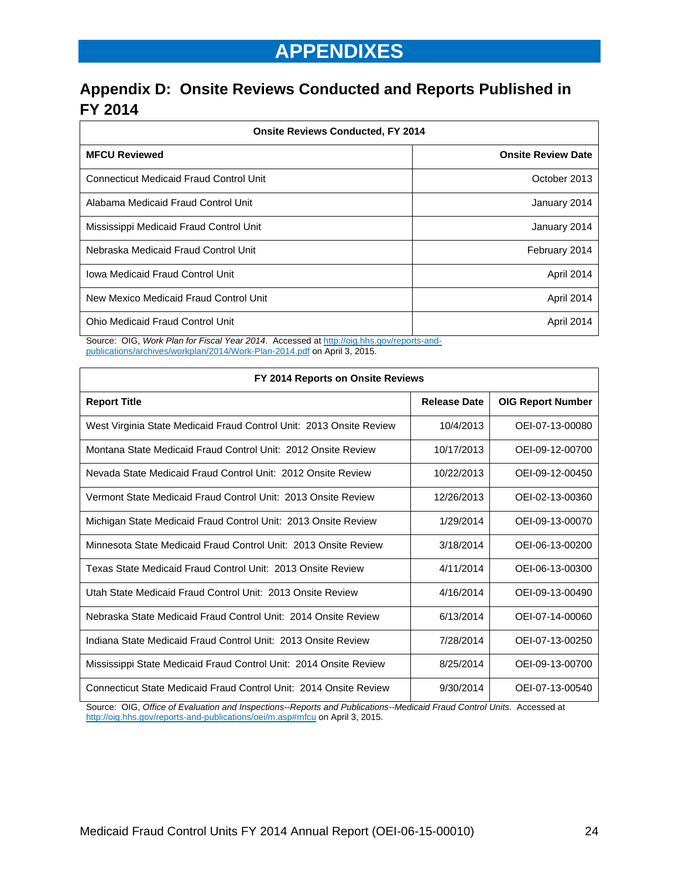# APPENDIXES

## Appendix D: Onsite Reviews Conducted and Reports Published in FY 2014

**Onsite Reviews Conducted, FY 2014**

| MFCU Reviewed | Onsite Review Date |
|---|---|
| Connecticut Medicaid Fraud Control Unit | October 2013 |
| Alabama Medicaid Fraud Control Unit | January 2014 |
| Mississippi Medicaid Fraud Control Unit | January 2014 |
| Nebraska Medicaid Fraud Control Unit | February 2014 |
| Iowa Medicaid Fraud Control Unit | April 2014 |
| New Mexico Medicaid Fraud Control Unit | April 2014 |
| Ohio Medicaid Fraud Control Unit | April 2014 |

Source: OIG, *Work Plan for Fiscal Year 2014*. Accessed at http://oig.hhs.gov/reports-and-publications/archives/workplan/2014/Work-Plan-2014.pdf on April 3, 2015.

**FY 2014 Reports on Onsite Reviews**

| Report Title | Release Date | OIG Report Number |
|---|---|---|
| West Virginia State Medicaid Fraud Control Unit: 2013 Onsite Review | 10/4/2013 | OEI-07-13-00080 |
| Montana State Medicaid Fraud Control Unit: 2012 Onsite Review | 10/17/2013 | OEI-09-12-00700 |
| Nevada State Medicaid Fraud Control Unit: 2012 Onsite Review | 10/22/2013 | OEI-09-12-00450 |
| Vermont State Medicaid Fraud Control Unit: 2013 Onsite Review | 12/26/2013 | OEI-02-13-00360 |
| Michigan State Medicaid Fraud Control Unit: 2013 Onsite Review | 1/29/2014 | OEI-09-13-00070 |
| Minnesota State Medicaid Fraud Control Unit: 2013 Onsite Review | 3/18/2014 | OEI-06-13-00200 |
| Texas State Medicaid Fraud Control Unit: 2013 Onsite Review | 4/11/2014 | OEI-06-13-00300 |
| Utah State Medicaid Fraud Control Unit: 2013 Onsite Review | 4/16/2014 | OEI-09-13-00490 |
| Nebraska State Medicaid Fraud Control Unit: 2014 Onsite Review | 6/13/2014 | OEI-07-14-00060 |
| Indiana State Medicaid Fraud Control Unit: 2013 Onsite Review | 7/28/2014 | OEI-07-13-00250 |
| Mississippi State Medicaid Fraud Control Unit: 2014 Onsite Review | 8/25/2014 | OEI-09-13-00700 |
| Connecticut State Medicaid Fraud Control Unit: 2014 Onsite Review | 9/30/2014 | OEI-07-13-00540 |

Source: OIG, *Office of Evaluation and Inspections--Reports and Publications--Medicaid Fraud Control Units.* Accessed at http://oig.hhs.gov/reports-and-publications/oei/m.asp#mfcu on April 3, 2015.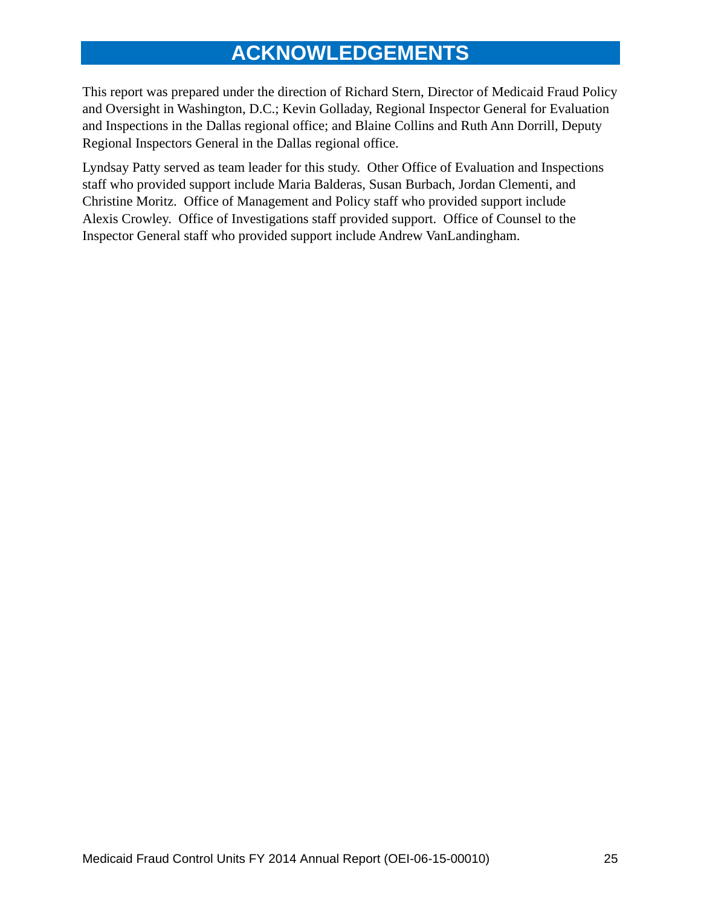# ACKNOWLEDGEMENTS

This report was prepared under the direction of Richard Stern, Director of Medicaid Fraud Policy and Oversight in Washington, D.C.; Kevin Golladay, Regional Inspector General for Evaluation and Inspections in the Dallas regional office; and Blaine Collins and Ruth Ann Dorrill, Deputy Regional Inspectors General in the Dallas regional office.

Lyndsay Patty served as team leader for this study. Other Office of Evaluation and Inspections staff who provided support include Maria Balderas, Susan Burbach, Jordan Clementi, and Christine Moritz. Office of Management and Policy staff who provided support include Alexis Crowley. Office of Investigations staff provided support. Office of Counsel to the Inspector General staff who provided support include Andrew VanLandingham.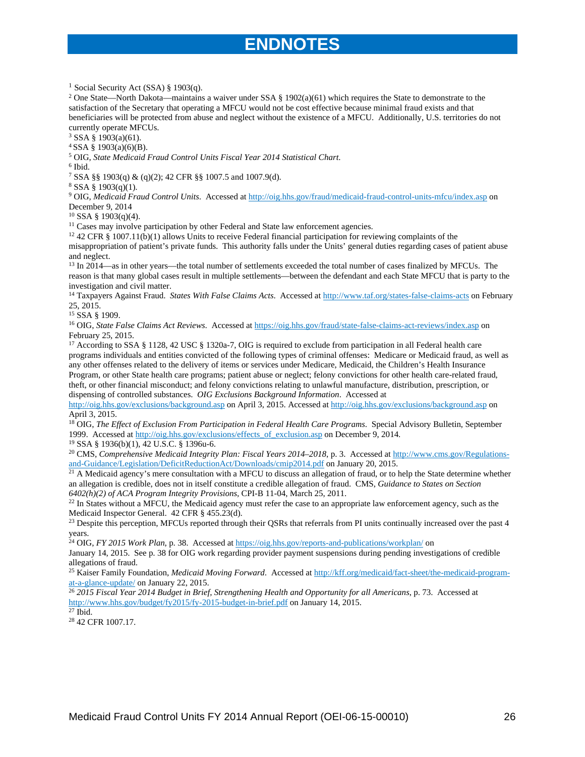# ENDNOTES

[1] Social Security Act (SSA) § 1903(q).

[2] One State—North Dakota—maintains a waiver under SSA § 1902(a)(61) which requires the State to demonstrate to the satisfaction of the Secretary that operating a MFCU would not be cost effective because minimal fraud exists and that beneficiaries will be protected from abuse and neglect without the existence of a MFCU. Additionally, U.S. territories do not currently operate MFCUs.

[3] SSA § 1903(a)(61).

[4] SSA § 1903(a)(6)(B).

[5] OIG, *State Medicaid Fraud Control Units Fiscal Year 2014 Statistical Chart*.

[6] Ibid.

[7] SSA §§ 1903(q) & (q)(2); 42 CFR §§ 1007.5 and 1007.9(d).

[8] SSA § 1903(q)(1).

[9] OIG, *Medicaid Fraud Control Units*. Accessed at http://oig.hhs.gov/fraud/medicaid-fraud-control-units-mfcu/index.asp on December 9, 2014

[10] SSA § 1903(q)(4).

[11] Cases may involve participation by other Federal and State law enforcement agencies.

[12] 42 CFR § 1007.11(b)(1) allows Units to receive Federal financial participation for reviewing complaints of the misappropriation of patient's private funds. This authority falls under the Units' general duties regarding cases of patient abuse and neglect.

[13] In 2014—as in other years—the total number of settlements exceeded the total number of cases finalized by MFCUs. The reason is that many global cases result in multiple settlements—between the defendant and each State MFCU that is party to the investigation and civil matter.

[14] Taxpayers Against Fraud. *States With False Claims Acts*. Accessed at http://www.taf.org/states-false-claims-acts on February 25, 2015.

[15] SSA § 1909.

[16] OIG, *State False Claims Act Reviews*. Accessed at https://oig.hhs.gov/fraud/state-false-claims-act-reviews/index.asp on February 25, 2015.

[17] According to SSA § 1128, 42 USC § 1320a-7, OIG is required to exclude from participation in all Federal health care programs individuals and entities convicted of the following types of criminal offenses: Medicare or Medicaid fraud, as well as any other offenses related to the delivery of items or services under Medicare, Medicaid, the Children's Health Insurance Program, or other State health care programs; patient abuse or neglect; felony convictions for other health care-related fraud, theft, or other financial misconduct; and felony convictions relating to unlawful manufacture, distribution, prescription, or dispensing of controlled substances. *OIG Exclusions Background Information*. Accessed at http://oig.hhs.gov/exclusions/background.asp on April 3, 2015. Accessed at http://oig.hhs.gov/exclusions/background.asp on April 3, 2015.

[18] OIG, *The Effect of Exclusion From Participation in Federal Health Care Programs*. Special Advisory Bulletin, September 1999. Accessed at http://oig.hhs.gov/exclusions/effects_of_exclusion.asp on December 9, 2014.

[19] SSA § 1936(b)(1), 42 U.S.C. § 1396u-6.

[20] CMS, *Comprehensive Medicaid Integrity Plan: Fiscal Years 2014–2018*, p. 3. Accessed at http://www.cms.gov/Regulations-and-Guidance/Legislation/DeficitReductionAct/Downloads/cmip2014.pdf on January 20, 2015.

[21] A Medicaid agency's mere consultation with a MFCU to discuss an allegation of fraud, or to help the State determine whether an allegation is credible, does not in itself constitute a credible allegation of fraud. CMS, *Guidance to States on Section 6402(h)(2) of ACA Program Integrity Provisions*, CPI-B 11-04, March 25, 2011.

[22] In States without a MFCU, the Medicaid agency must refer the case to an appropriate law enforcement agency, such as the Medicaid Inspector General. 42 CFR § 455.23(d).

[23] Despite this perception, MFCUs reported through their QSRs that referrals from PI units continually increased over the past 4 years.

[24] OIG, *FY 2015 Work Plan*, p. 38. Accessed at https://oig.hhs.gov/reports-and-publications/workplan/ on January 14, 2015. See p. 38 for OIG work regarding provider payment suspensions during pending investigations of credible allegations of fraud.

[25] Kaiser Family Foundation, *Medicaid Moving Forward*. Accessed at http://kff.org/medicaid/fact-sheet/the-medicaid-program-at-a-glance-update/ on January 22, 2015.

[26] *2015 Fiscal Year 2014 Budget in Brief, Strengthening Health and Opportunity for all Americans*, p. 73. Accessed at http://www.hhs.gov/budget/fy2015/fy-2015-budget-in-brief.pdf on January 14, 2015.

[27] Ibid.

[28] 42 CFR 1007.17.